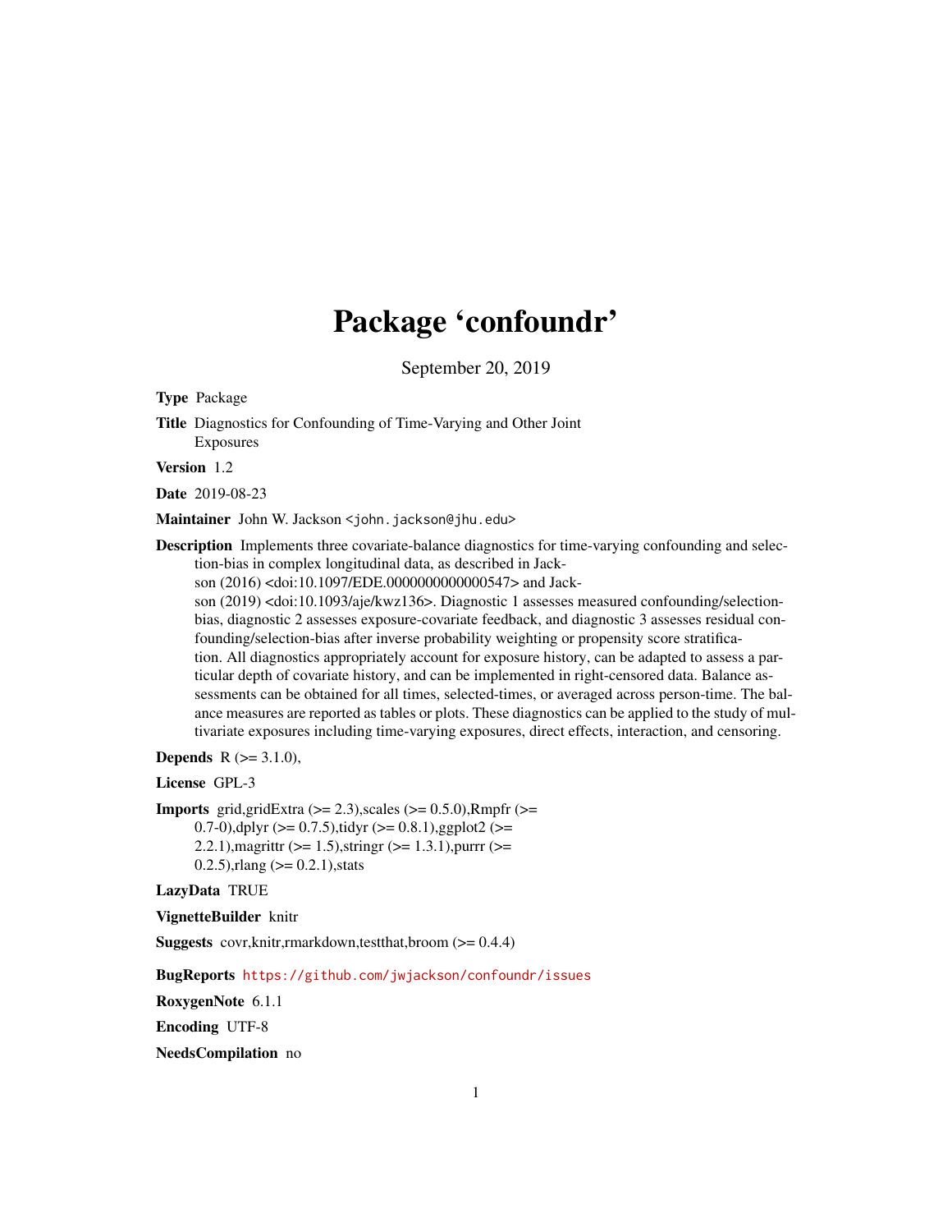# Package 'confoundr'

September 20, 2019

**Type** Package

**Title** Diagnostics for Confounding of Time-Varying and Other Joint Exposures

**Version** 1.2

**Date** 2019-08-23

**Maintainer** John W. Jackson <john.jackson@jhu.edu>

**Description** Implements three covariate-balance diagnostics for time-varying confounding and selection-bias in complex longitudinal data, as described in Jackson (2016) <doi:10.1097/EDE.0000000000000547> and Jackson (2019) <doi:10.1093/aje/kwz136>. Diagnostic 1 assesses measured confounding/selection-bias, diagnostic 2 assesses exposure-covariate feedback, and diagnostic 3 assesses residual confounding/selection-bias after inverse probability weighting or propensity score stratification. All diagnostics appropriately account for exposure history, can be adapted to assess a particular depth of covariate history, and can be implemented in right-censored data. Balance assessments can be obtained for all times, selected-times, or averaged across person-time. The balance measures are reported as tables or plots. These diagnostics can be applied to the study of multivariate exposures including time-varying exposures, direct effects, interaction, and censoring.

**Depends** R (>= 3.1.0),

**License** GPL-3

**Imports** grid,gridExtra (>= 2.3),scales (>= 0.5.0),Rmpfr (>= 0.7-0),dplyr (>= 0.7.5),tidyr (>= 0.8.1),ggplot2 (>= 2.2.1),magrittr (>= 1.5),stringr (>= 1.3.1),purrr (>= 0.2.5),rlang (>= 0.2.1),stats

**LazyData** TRUE

**VignetteBuilder** knitr

**Suggests** covr,knitr,rmarkdown,testthat,broom (>= 0.4.4)

**BugReports** https://github.com/jwjackson/confoundr/issues

**RoxygenNote** 6.1.1

**Encoding** UTF-8

**NeedsCompilation** no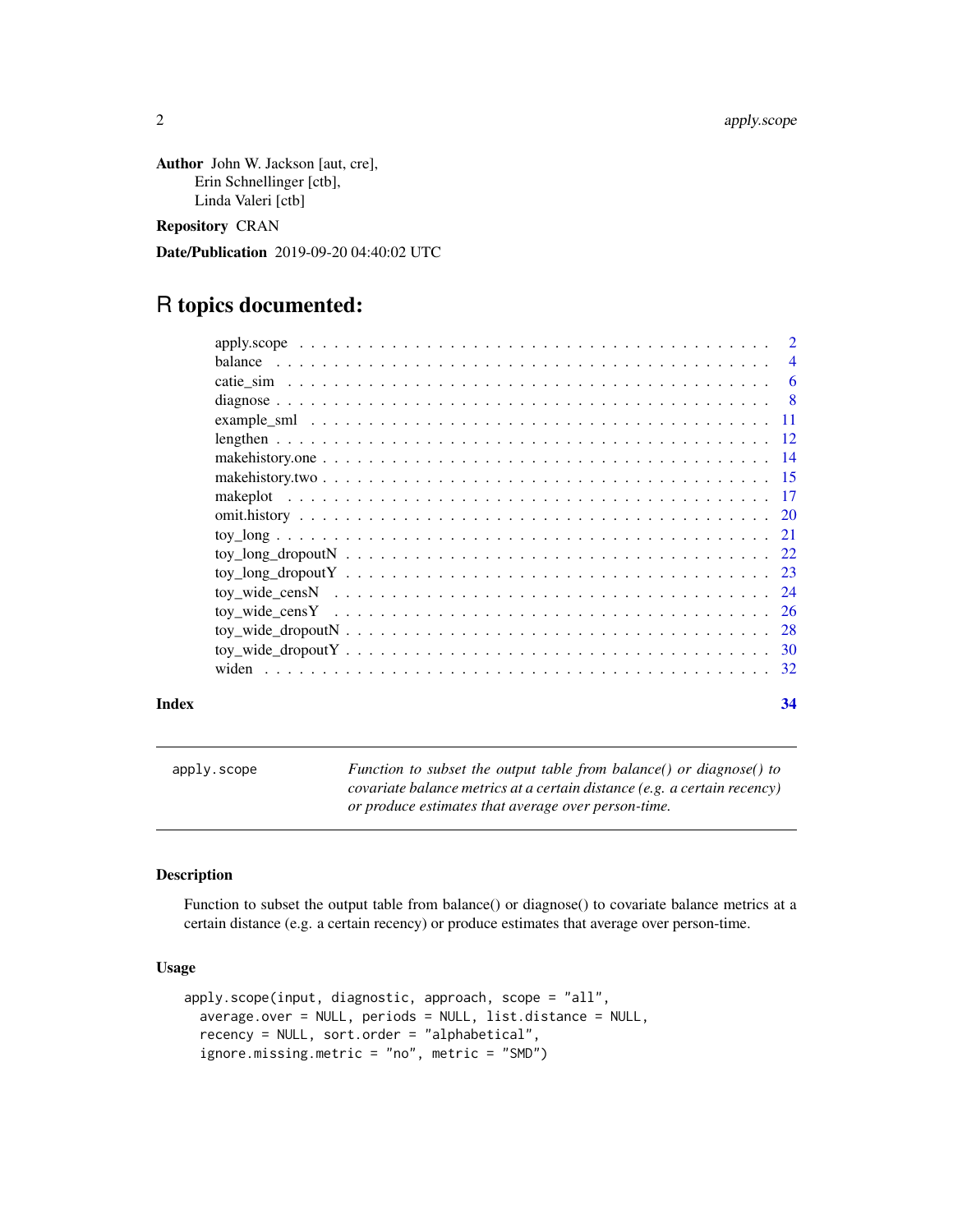**Author** John W. Jackson [aut, cre],
Erin Schnellinger [ctb],
Linda Valeri [ctb]

**Repository** CRAN

**Date/Publication** 2019-09-20 04:40:02 UTC

# R topics documented:

- apply.scope . . . 2
- balance . . . 4
- catie_sim . . . 6
- diagnose . . . 8
- example_sml . . . 11
- lengthen . . . 12
- makehistory.one . . . 14
- makehistory.two . . . 15
- makeplot . . . 17
- omit.history . . . 20
- toy_long . . . 21
- toy_long_dropoutN . . . 22
- toy_long_dropoutY . . . 23
- toy_wide_censN . . . 24
- toy_wide_censY . . . 26
- toy_wide_dropoutN . . . 28
- toy_wide_dropoutY . . . 30
- widen . . . 32

**Index** **34**

---

`apply.scope` *Function to subset the output table from balance() or diagnose() to covariate balance metrics at a certain distance (e.g. a certain recency) or produce estimates that average over person-time.*

---

### Description

Function to subset the output table from balance() or diagnose() to covariate balance metrics at a certain distance (e.g. a certain recency) or produce estimates that average over person-time.

### Usage

```
apply.scope(input, diagnostic, approach, scope = "all",
  average.over = NULL, periods = NULL, list.distance = NULL,
  recency = NULL, sort.order = "alphabetical",
  ignore.missing.metric = "no", metric = "SMD")
```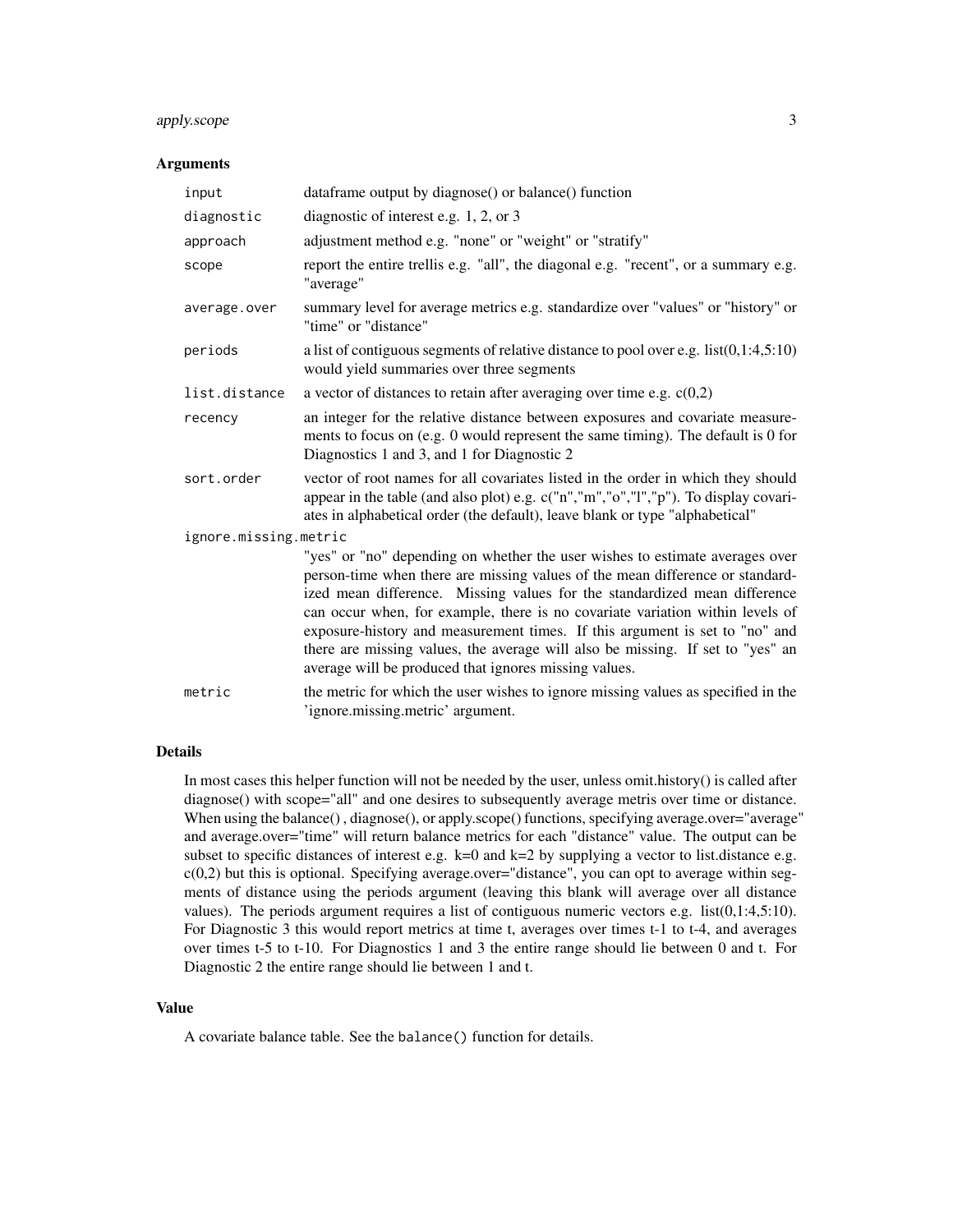## Arguments

| Argument | Description |
|---|---|
| `input` | dataframe output by diagnose() or balance() function |
| `diagnostic` | diagnostic of interest e.g. 1, 2, or 3 |
| `approach` | adjustment method e.g. "none" or "weight" or "stratify" |
| `scope` | report the entire trellis e.g. "all", the diagonal e.g. "recent", or a summary e.g. "average" |
| `average.over` | summary level for average metrics e.g. standardize over "values" or "history" or "time" or "distance" |
| `periods` | a list of contiguous segments of relative distance to pool over e.g. list(0,1:4,5:10) would yield summaries over three segments |
| `list.distance` | a vector of distances to retain after averaging over time e.g. c(0,2) |
| `recency` | an integer for the relative distance between exposures and covariate measurements to focus on (e.g. 0 would represent the same timing). The default is 0 for Diagnostics 1 and 3, and 1 for Diagnostic 2 |
| `sort.order` | vector of root names for all covariates listed in the order in which they should appear in the table (and also plot) e.g. c("n","m","o","l","p"). To display covariates in alphabetical order (the default), leave blank or type "alphabetical" |
| `ignore.missing.metric` | "yes" or "no" depending on whether the user wishes to estimate averages over person-time when there are missing values of the mean difference or standardized mean difference. Missing values for the standardized mean difference can occur when, for example, there is no covariate variation within levels of exposure-history and measurement times. If this argument is set to "no" and there are missing values, the average will also be missing. If set to "yes" an average will be produced that ignores missing values. |
| `metric` | the metric for which the user wishes to ignore missing values as specified in the 'ignore.missing.metric' argument. |

## Details

In most cases this helper function will not be needed by the user, unless omit.history() is called after diagnose() with scope="all" and one desires to subsequently average metris over time or distance. When using the balance() , diagnose(), or apply.scope() functions, specifying average.over="average" and average.over="time" will return balance metrics for each "distance" value. The output can be subset to specific distances of interest e.g. k=0 and k=2 by supplying a vector to list.distance e.g. c(0,2) but this is optional. Specifying average.over="distance", you can opt to average within segments of distance using the periods argument (leaving this blank will average over all distance values). The periods argument requires a list of contiguous numeric vectors e.g. list(0,1:4,5:10). For Diagnostic 3 this would report metrics at time t, averages over times t-1 to t-4, and averages over times t-5 to t-10. For Diagnostics 1 and 3 the entire range should lie between 0 and t. For Diagnostic 2 the entire range should lie between 1 and t.

## Value

A covariate balance table. See the `balance()` function for details.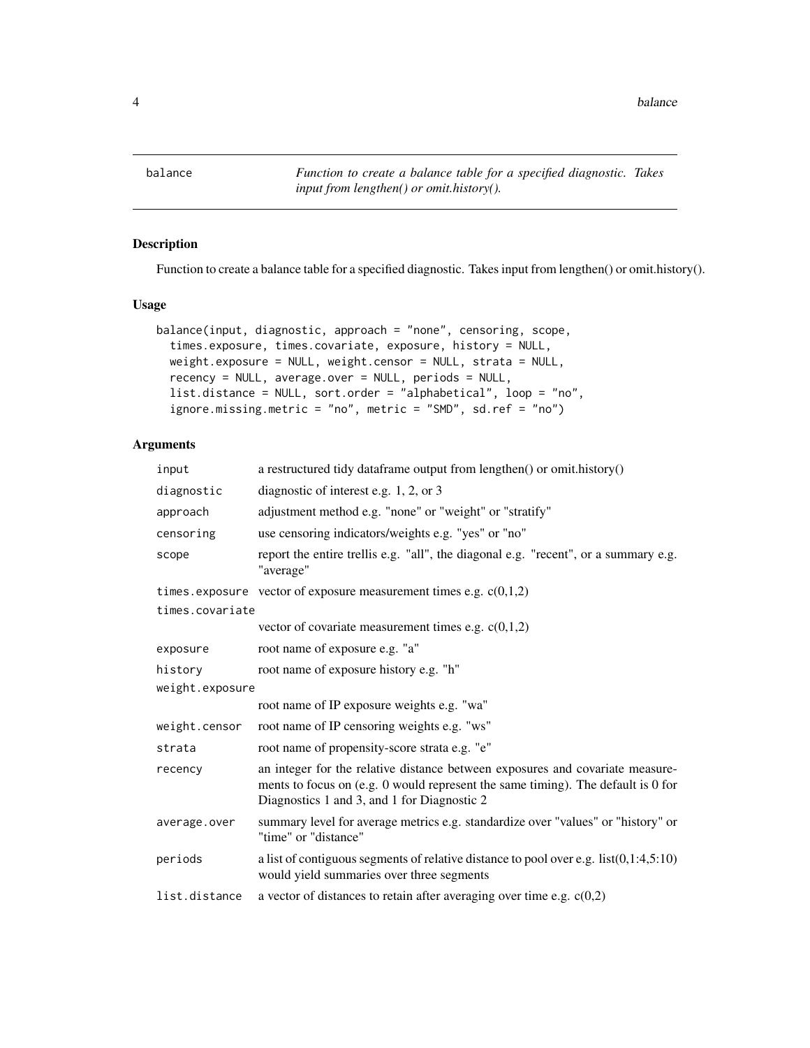| balance | *Function to create a balance table for a specified diagnostic. Takes input from lengthen() or omit.history().* |
|---|---|

## Description

Function to create a balance table for a specified diagnostic. Takes input from lengthen() or omit.history().

## Usage

```
balance(input, diagnostic, approach = "none", censoring, scope,
  times.exposure, times.covariate, exposure, history = NULL,
  weight.exposure = NULL, weight.censor = NULL, strata = NULL,
  recency = NULL, average.over = NULL, periods = NULL,
  list.distance = NULL, sort.order = "alphabetical", loop = "no",
  ignore.missing.metric = "no", metric = "SMD", sd.ref = "no")
```

## Arguments

| | |
|---|---|
| `input` | a restructured tidy dataframe output from lengthen() or omit.history() |
| `diagnostic` | diagnostic of interest e.g. 1, 2, or 3 |
| `approach` | adjustment method e.g. "none" or "weight" or "stratify" |
| `censoring` | use censoring indicators/weights e.g. "yes" or "no" |
| `scope` | report the entire trellis e.g. "all", the diagonal e.g. "recent", or a summary e.g. "average" |
| `times.exposure` | vector of exposure measurement times e.g. c(0,1,2) |
| `times.covariate` | vector of covariate measurement times e.g. c(0,1,2) |
| `exposure` | root name of exposure e.g. "a" |
| `history` | root name of exposure history e.g. "h" |
| `weight.exposure` | root name of IP exposure weights e.g. "wa" |
| `weight.censor` | root name of IP censoring weights e.g. "ws" |
| `strata` | root name of propensity-score strata e.g. "e" |
| `recency` | an integer for the relative distance between exposures and covariate measurements to focus on (e.g. 0 would represent the same timing). The default is 0 for Diagnostics 1 and 3, and 1 for Diagnostic 2 |
| `average.over` | summary level for average metrics e.g. standardize over "values" or "history" or "time" or "distance" |
| `periods` | a list of contiguous segments of relative distance to pool over e.g. list(0,1:4,5:10) would yield summaries over three segments |
| `list.distance` | a vector of distances to retain after averaging over time e.g. c(0,2) |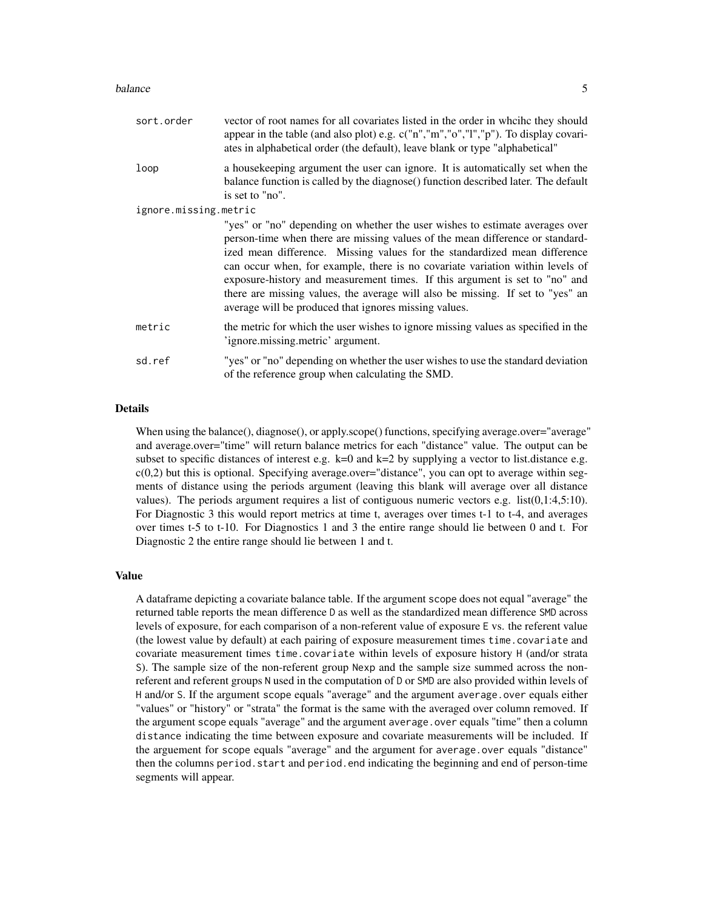`sort.order`
: vector of root names for all covariates listed in the order in whcihc they should appear in the table (and also plot) e.g. c("n","m","o","l","p"). To display covariates in alphabetical order (the default), leave blank or type "alphabetical"

`loop`
: a housekeeping argument the user can ignore. It is automatically set when the balance function is called by the diagnose() function described later. The default is set to "no".

`ignore.missing.metric`
: "yes" or "no" depending on whether the user wishes to estimate averages over person-time when there are missing values of the mean difference or standardized mean difference. Missing values for the standardized mean difference can occur when, for example, there is no covariate variation within levels of exposure-history and measurement times. If this argument is set to "no" and there are missing values, the average will also be missing. If set to "yes" an average will be produced that ignores missing values.

`metric`
: the metric for which the user wishes to ignore missing values as specified in the 'ignore.missing.metric' argument.

`sd.ref`
: "yes" or "no" depending on whether the user wishes to use the standard deviation of the reference group when calculating the SMD.

### Details

When using the balance(), diagnose(), or apply.scope() functions, specifying average.over="average" and average.over="time" will return balance metrics for each "distance" value. The output can be subset to specific distances of interest e.g. k=0 and k=2 by supplying a vector to list.distance e.g. c(0,2) but this is optional. Specifying average.over="distance", you can opt to average within segments of distance using the periods argument (leaving this blank will average over all distance values). The periods argument requires a list of contiguous numeric vectors e.g. list(0,1:4,5:10). For Diagnostic 3 this would report metrics at time t, averages over times t-1 to t-4, and averages over times t-5 to t-10. For Diagnostics 1 and 3 the entire range should lie between 0 and t. For Diagnostic 2 the entire range should lie between 1 and t.

### Value

A dataframe depicting a covariate balance table. If the argument `scope` does not equal "average" the returned table reports the mean difference `D` as well as the standardized mean difference `SMD` across levels of exposure, for each comparison of a non-referent value of exposure `E` vs. the referent value (the lowest value by default) at each pairing of exposure measurement times `time.covariate` and covariate measurement times `time.covariate` within levels of exposure history `H` (and/or strata `S`). The sample size of the non-referent group `Nexp` and the sample size summed across the non-referent and referent groups `N` used in the computation of `D` or `SMD` are also provided within levels of `H` and/or `S`. If the argument `scope` equals "average" and the argument `average.over` equals either "values" or "history" or "strata" the format is the same with the averaged over column removed. If the argument `scope` equals "average" and the argument `average.over` equals "time" then a column `distance` indicating the time between exposure and covariate measurements will be included. If the arguement for `scope` equals "average" and the argument for `average.over` equals "distance" then the columns `period.start` and `period.end` indicating the beginning and end of person-time segments will appear.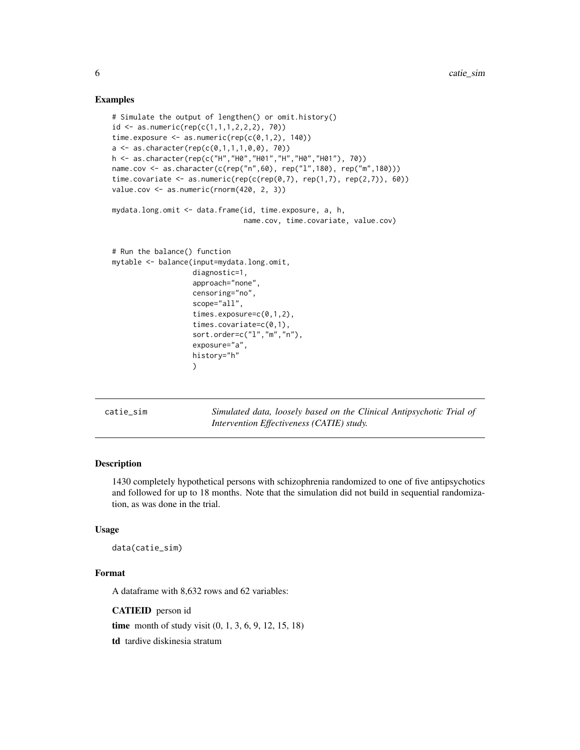## Examples

```
# Simulate the output of lengthen() or omit.history()
id <- as.numeric(rep(c(1,1,1,2,2,2), 70))
time.exposure <- as.numeric(rep(c(0,1,2), 140))
a <- as.character(rep(c(0,1,1,1,0,0), 70))
h <- as.character(rep(c("H","H0","H01","H","H0","H01"), 70))
name.cov <- as.character(c(rep("n",60), rep("l",180), rep("m",180)))
time.covariate <- as.numeric(rep(c(rep(0,7), rep(1,7), rep(2,7)), 60))
value.cov <- as.numeric(rnorm(420, 2, 3))

mydata.long.omit <- data.frame(id, time.exposure, a, h,
                               name.cov, time.covariate, value.cov)


# Run the balance() function
mytable <- balance(input=mydata.long.omit,
                   diagnostic=1,
                   approach="none",
                   censoring="no",
                   scope="all",
                   times.exposure=c(0,1,2),
                   times.covariate=c(0,1),
                   sort.order=c("l","m","n"),
                   exposure="a",
                   history="h"
                   )
```

---

catie_sim *Simulated data, loosely based on the Clinical Antipsychotic Trial of Intervention Effectiveness (CATIE) study.*

---

## Description

1430 completely hypothetical persons with schizophrenia randomized to one of five antipsychotics and followed for up to 18 months. Note that the simulation did not build in sequential randomization, as was done in the trial.

## Usage

```
data(catie_sim)
```

## Format

A dataframe with 8,632 rows and 62 variables:

**CATIEID** person id

**time** month of study visit (0, 1, 3, 6, 9, 12, 15, 18)

**td** tardive diskinesia stratum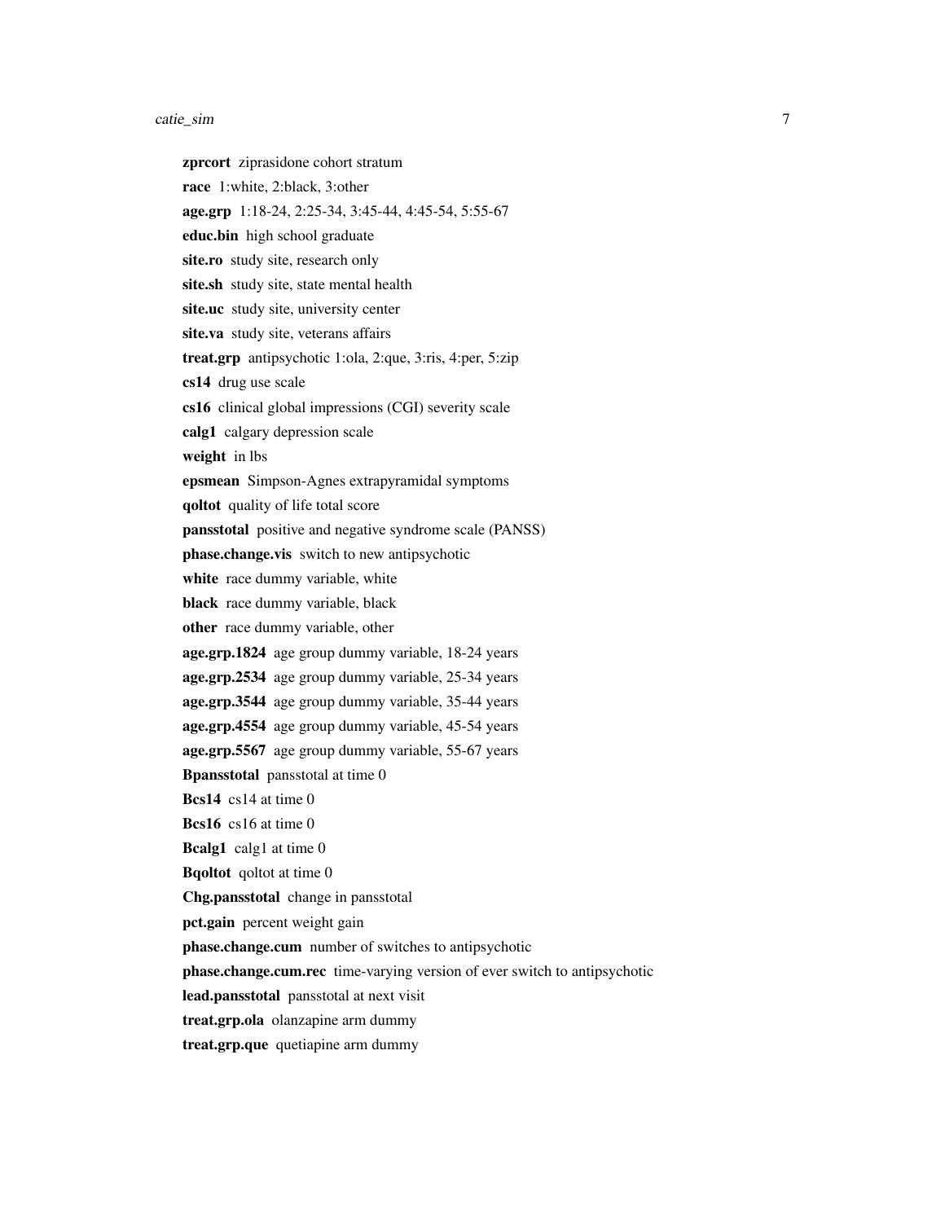**zprcort** ziprasidone cohort stratum

**race** 1:white, 2:black, 3:other

**age.grp** 1:18-24, 2:25-34, 3:45-44, 4:45-54, 5:55-67

**educ.bin** high school graduate

**site.ro** study site, research only

**site.sh** study site, state mental health

**site.uc** study site, university center

**site.va** study site, veterans affairs

**treat.grp** antipsychotic 1:ola, 2:que, 3:ris, 4:per, 5:zip

**cs14** drug use scale

**cs16** clinical global impressions (CGI) severity scale

**calg1** calgary depression scale

**weight** in lbs

**epsmean** Simpson-Agnes extrapyramidal symptoms

**qoltot** quality of life total score

**pansstotal** positive and negative syndrome scale (PANSS)

**phase.change.vis** switch to new antipsychotic

**white** race dummy variable, white

**black** race dummy variable, black

**other** race dummy variable, other

**age.grp.1824** age group dummy variable, 18-24 years

**age.grp.2534** age group dummy variable, 25-34 years

**age.grp.3544** age group dummy variable, 35-44 years

**age.grp.4554** age group dummy variable, 45-54 years

**age.grp.5567** age group dummy variable, 55-67 years

**Bpansstotal** pansstotal at time 0

**Bcs14** cs14 at time 0

**Bcs16** cs16 at time 0

**Bcalg1** calg1 at time 0

**Bqoltot** qoltot at time 0

**Chg.pansstotal** change in pansstotal

**pct.gain** percent weight gain

**phase.change.cum** number of switches to antipsychotic

**phase.change.cum.rec** time-varying version of ever switch to antipsychotic

**lead.pansstotal** pansstotal at next visit

**treat.grp.ola** olanzapine arm dummy

**treat.grp.que** quetiapine arm dummy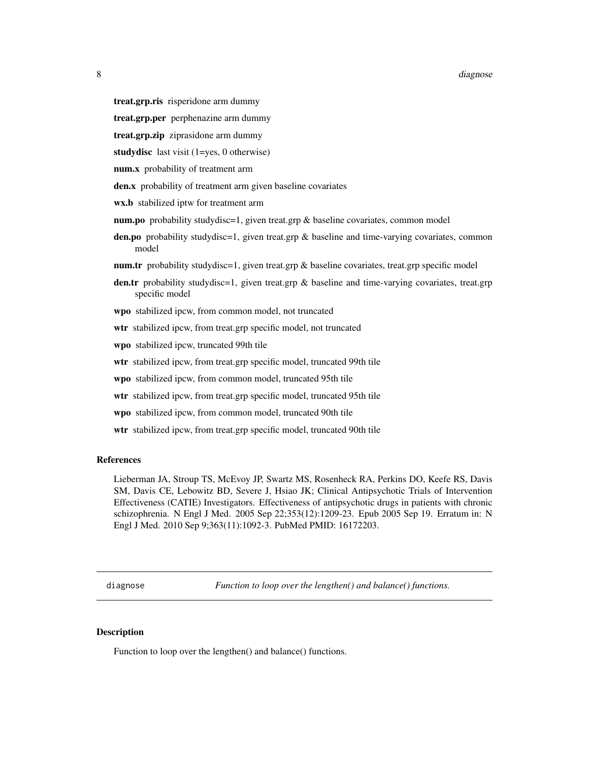**treat.grp.ris** risperidone arm dummy

**treat.grp.per** perphenazine arm dummy

**treat.grp.zip** ziprasidone arm dummy

**studydisc** last visit (1=yes, 0 otherwise)

**num.x** probability of treatment arm

**den.x** probability of treatment arm given baseline covariates

**wx.b** stabilized iptw for treatment arm

**num.po** probability studydisc=1, given treat.grp & baseline covariates, common model

**den.po** probability studydisc=1, given treat.grp & baseline and time-varying covariates, common model

**num.tr** probability studydisc=1, given treat.grp & baseline covariates, treat.grp specific model

**den.tr** probability studydisc=1, given treat.grp & baseline and time-varying covariates, treat.grp specific model

**wpo** stabilized ipcw, from common model, not truncated

**wtr** stabilized ipcw, from treat.grp specific model, not truncated

**wpo** stabilized ipcw, truncated 99th tile

**wtr** stabilized ipcw, from treat.grp specific model, truncated 99th tile

**wpo** stabilized ipcw, from common model, truncated 95th tile

**wtr** stabilized ipcw, from treat.grp specific model, truncated 95th tile

**wpo** stabilized ipcw, from common model, truncated 90th tile

**wtr** stabilized ipcw, from treat.grp specific model, truncated 90th tile

### References

Lieberman JA, Stroup TS, McEvoy JP, Swartz MS, Rosenheck RA, Perkins DO, Keefe RS, Davis SM, Davis CE, Lebowitz BD, Severe J, Hsiao JK; Clinical Antipsychotic Trials of Intervention Effectiveness (CATIE) Investigators. Effectiveness of antipsychotic drugs in patients with chronic schizophrenia. N Engl J Med. 2005 Sep 22;353(12):1209-23. Epub 2005 Sep 19. Erratum in: N Engl J Med. 2010 Sep 9;363(11):1092-3. PubMed PMID: 16172203.

---

## diagnose — *Function to loop over the lengthen() and balance() functions.*

### Description

Function to loop over the lengthen() and balance() functions.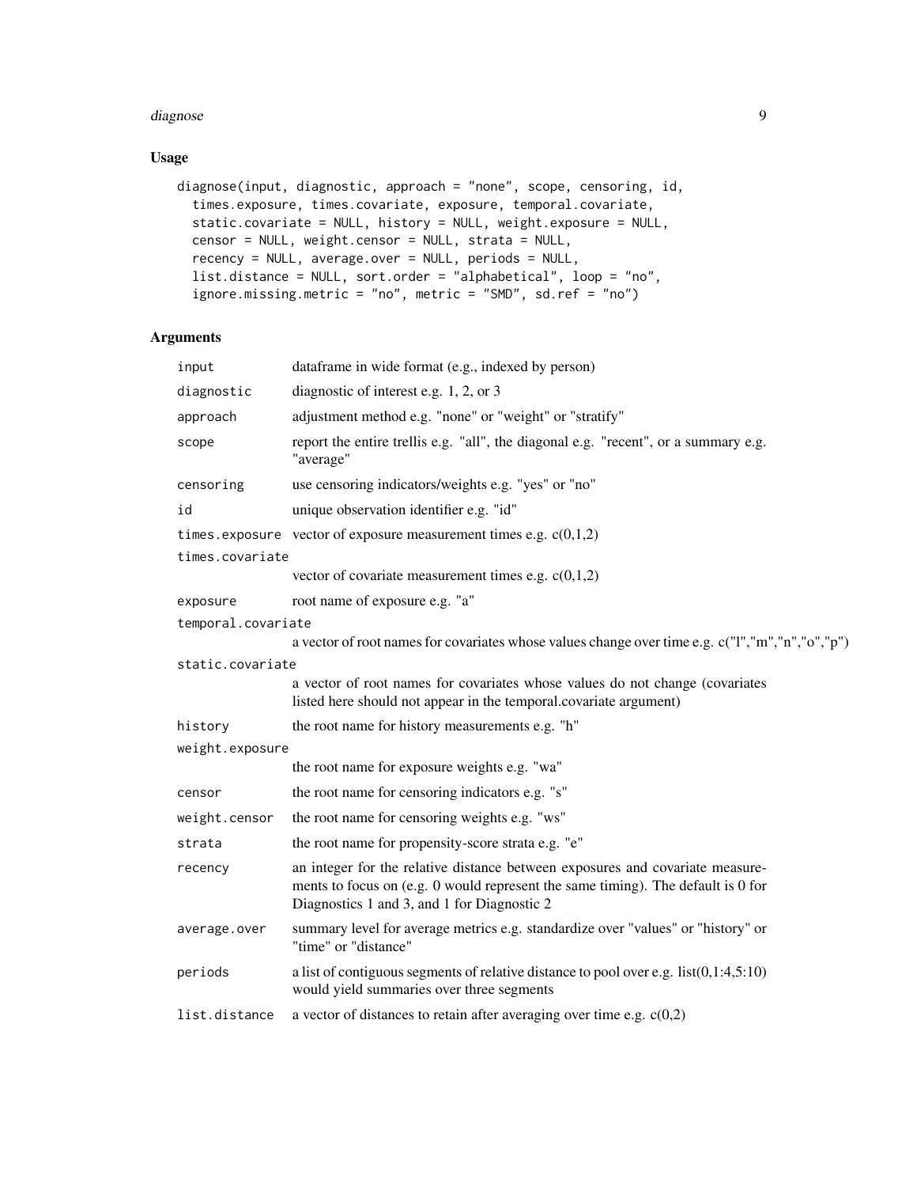## Usage

```
diagnose(input, diagnostic, approach = "none", scope, censoring, id,
  times.exposure, times.covariate, exposure, temporal.covariate,
  static.covariate = NULL, history = NULL, weight.exposure = NULL,
  censor = NULL, weight.censor = NULL, strata = NULL,
  recency = NULL, average.over = NULL, periods = NULL,
  list.distance = NULL, sort.order = "alphabetical", loop = "no",
  ignore.missing.metric = "no", metric = "SMD", sd.ref = "no")
```

## Arguments

| Argument | Description |
| --- | --- |
| `input` | dataframe in wide format (e.g., indexed by person) |
| `diagnostic` | diagnostic of interest e.g. 1, 2, or 3 |
| `approach` | adjustment method e.g. "none" or "weight" or "stratify" |
| `scope` | report the entire trellis e.g. "all", the diagonal e.g. "recent", or a summary e.g. "average" |
| `censoring` | use censoring indicators/weights e.g. "yes" or "no" |
| `id` | unique observation identifier e.g. "id" |
| `times.exposure` | vector of exposure measurement times e.g. c(0,1,2) |
| `times.covariate` | vector of covariate measurement times e.g. c(0,1,2) |
| `exposure` | root name of exposure e.g. "a" |
| `temporal.covariate` | a vector of root names for covariates whose values change over time e.g. c("l","m","n","o","p") |
| `static.covariate` | a vector of root names for covariates whose values do not change (covariates listed here should not appear in the temporal.covariate argument) |
| `history` | the root name for history measurements e.g. "h" |
| `weight.exposure` | the root name for exposure weights e.g. "wa" |
| `censor` | the root name for censoring indicators e.g. "s" |
| `weight.censor` | the root name for censoring weights e.g. "ws" |
| `strata` | the root name for propensity-score strata e.g. "e" |
| `recency` | an integer for the relative distance between exposures and covariate measurements to focus on (e.g. 0 would represent the same timing). The default is 0 for Diagnostics 1 and 3, and 1 for Diagnostic 2 |
| `average.over` | summary level for average metrics e.g. standardize over "values" or "history" or "time" or "distance" |
| `periods` | a list of contiguous segments of relative distance to pool over e.g. list(0,1:4,5:10) would yield summaries over three segments |
| `list.distance` | a vector of distances to retain after averaging over time e.g. c(0,2) |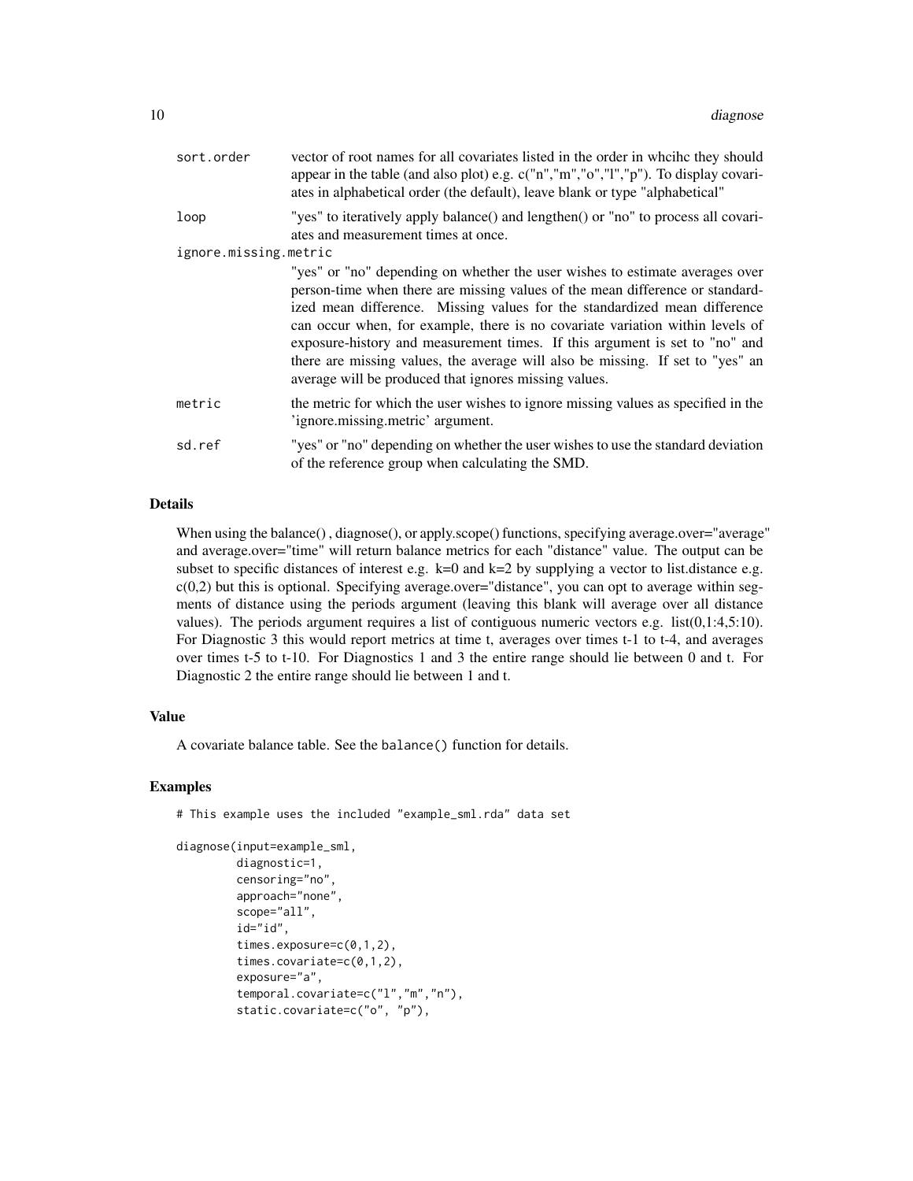| | |
|---|---|
| sort.order | vector of root names for all covariates listed in the order in whcihc they should appear in the table (and also plot) e.g. c("n","m","o","l","p"). To display covariates in alphabetical order (the default), leave blank or type "alphabetical" |
| loop | "yes" to iteratively apply balance() and lengthen() or "no" to process all covariates and measurement times at once. |
| ignore.missing.metric | "yes" or "no" depending on whether the user wishes to estimate averages over person-time when there are missing values of the mean difference or standardized mean difference. Missing values for the standardized mean difference can occur when, for example, there is no covariate variation within levels of exposure-history and measurement times. If this argument is set to "no" and there are missing values, the average will also be missing. If set to "yes" an average will be produced that ignores missing values. |
| metric | the metric for which the user wishes to ignore missing values as specified in the 'ignore.missing.metric' argument. |
| sd.ref | "yes" or "no" depending on whether the user wishes to use the standard deviation of the reference group when calculating the SMD. |

## Details

When using the balance() , diagnose(), or apply.scope() functions, specifying average.over="average" and average.over="time" will return balance metrics for each "distance" value. The output can be subset to specific distances of interest e.g. k=0 and k=2 by supplying a vector to list.distance e.g. c(0,2) but this is optional. Specifying average.over="distance", you can opt to average within segments of distance using the periods argument (leaving this blank will average over all distance values). The periods argument requires a list of contiguous numeric vectors e.g. list(0,1:4,5:10). For Diagnostic 3 this would report metrics at time t, averages over times t-1 to t-4, and averages over times t-5 to t-10. For Diagnostics 1 and 3 the entire range should lie between 0 and t. For Diagnostic 2 the entire range should lie between 1 and t.

## Value

A covariate balance table. See the balance() function for details.

## Examples

```
# This example uses the included "example_sml.rda" data set

diagnose(input=example_sml,
         diagnostic=1,
         censoring="no",
         approach="none",
         scope="all",
         id="id",
         times.exposure=c(0,1,2),
         times.covariate=c(0,1,2),
         exposure="a",
         temporal.covariate=c("l","m","n"),
         static.covariate=c("o", "p"),
```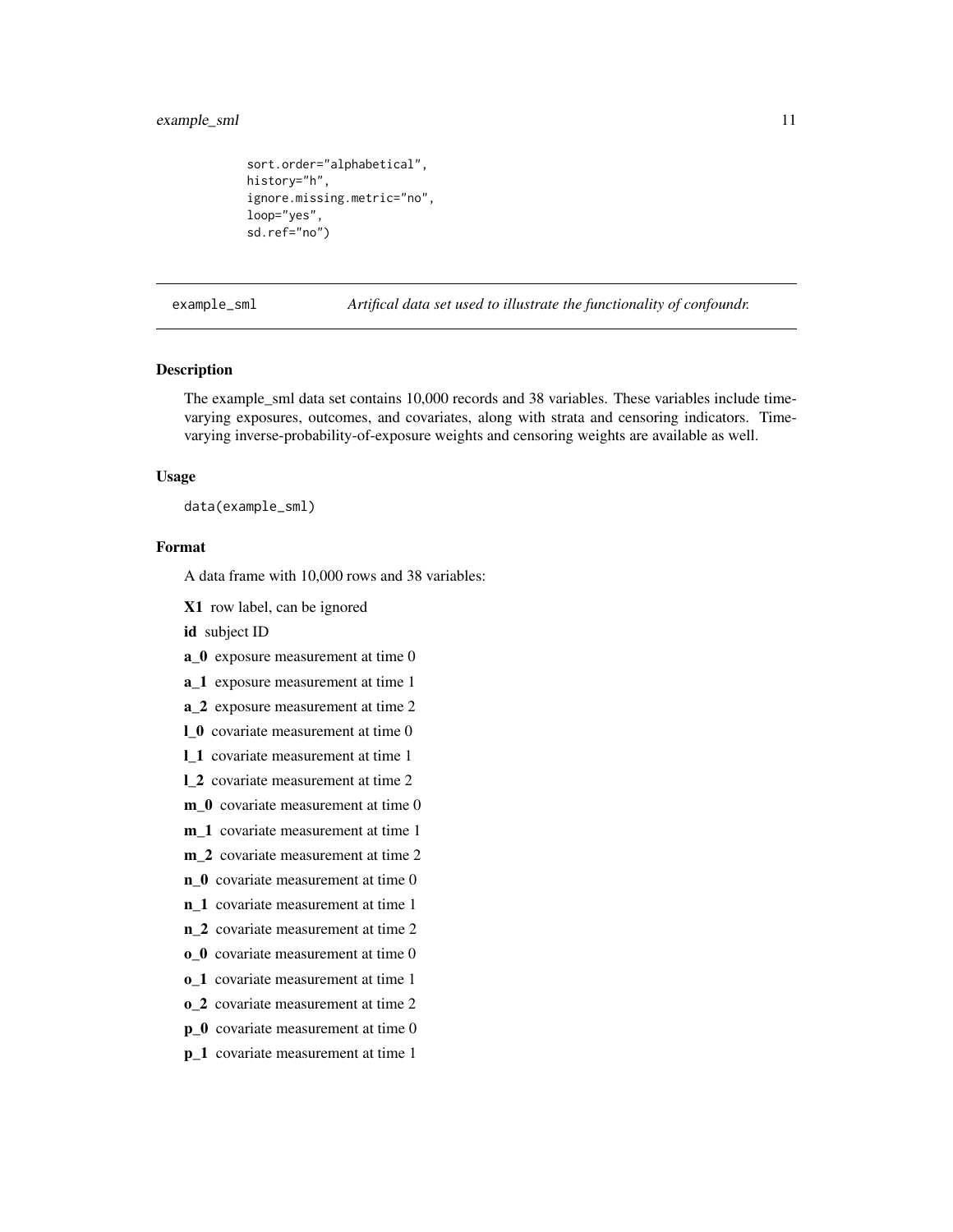```
        sort.order="alphabetical",
        history="h",
        ignore.missing.metric="no",
        loop="yes",
        sd.ref="no")
```

## example_sml — *Artifical data set used to illustrate the functionality of confoundr.*

### Description

The example_sml data set contains 10,000 records and 38 variables. These variables include time-varying exposures, outcomes, and covariates, along with strata and censoring indicators. Time-varying inverse-probability-of-exposure weights and censoring weights are available as well.

### Usage

```
data(example_sml)
```

### Format

A data frame with 10,000 rows and 38 variables:

**X1** row label, can be ignored

**id** subject ID

**a_0** exposure measurement at time 0

**a_1** exposure measurement at time 1

**a_2** exposure measurement at time 2

**l_0** covariate measurement at time 0

**l_1** covariate measurement at time 1

**l_2** covariate measurement at time 2

**m_0** covariate measurement at time 0

**m_1** covariate measurement at time 1

**m_2** covariate measurement at time 2

**n_0** covariate measurement at time 0

**n_1** covariate measurement at time 1

**n_2** covariate measurement at time 2

**o_0** covariate measurement at time 0

**o_1** covariate measurement at time 1

**o_2** covariate measurement at time 2

**p_0** covariate measurement at time 0

**p_1** covariate measurement at time 1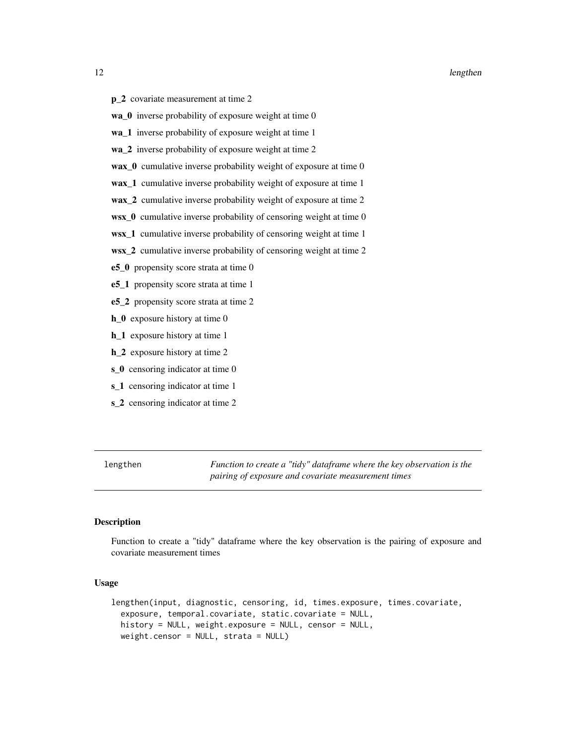**p_2** covariate measurement at time 2

**wa_0** inverse probability of exposure weight at time 0

**wa_1** inverse probability of exposure weight at time 1

**wa_2** inverse probability of exposure weight at time 2

**wax_0** cumulative inverse probability weight of exposure at time 0

**wax_1** cumulative inverse probability weight of exposure at time 1

**wax_2** cumulative inverse probability weight of exposure at time 2

**wsx_0** cumulative inverse probability of censoring weight at time 0

**wsx_1** cumulative inverse probability of censoring weight at time 1

**wsx_2** cumulative inverse probability of censoring weight at time 2

**e5_0** propensity score strata at time 0

**e5_1** propensity score strata at time 1

**e5_2** propensity score strata at time 2

**h_0** exposure history at time 0

**h_1** exposure history at time 1

**h_2** exposure history at time 2

**s_0** censoring indicator at time 0

**s_1** censoring indicator at time 1

**s_2** censoring indicator at time 2

---

## lengthen — *Function to create a "tidy" dataframe where the key observation is the pairing of exposure and covariate measurement times*

### Description

Function to create a "tidy" dataframe where the key observation is the pairing of exposure and covariate measurement times

### Usage

```
lengthen(input, diagnostic, censoring, id, times.exposure, times.covariate,
  exposure, temporal.covariate, static.covariate = NULL,
  history = NULL, weight.exposure = NULL, censor = NULL,
  weight.censor = NULL, strata = NULL)
```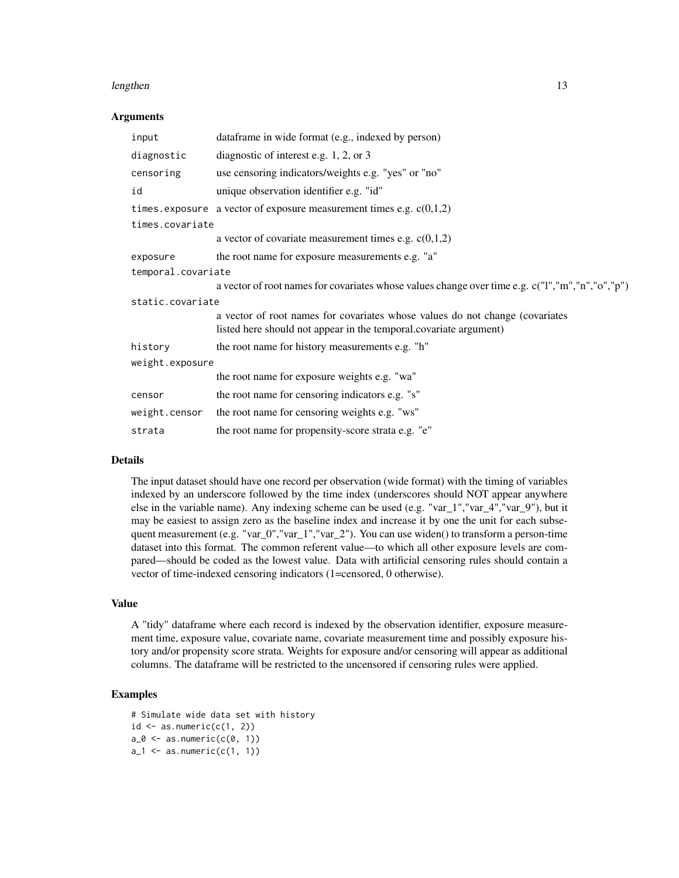### Arguments

| | |
|---|---|
| `input` | dataframe in wide format (e.g., indexed by person) |
| `diagnostic` | diagnostic of interest e.g. 1, 2, or 3 |
| `censoring` | use censoring indicators/weights e.g. "yes" or "no" |
| `id` | unique observation identifier e.g. "id" |
| `times.exposure` | a vector of exposure measurement times e.g. c(0,1,2) |
| `times.covariate` | a vector of covariate measurement times e.g. c(0,1,2) |
| `exposure` | the root name for exposure measurements e.g. "a" |
| `temporal.covariate` | a vector of root names for covariates whose values change over time e.g. c("l","m","n","o","p") |
| `static.covariate` | a vector of root names for covariates whose values do not change (covariates listed here should not appear in the temporal.covariate argument) |
| `history` | the root name for history measurements e.g. "h" |
| `weight.exposure` | the root name for exposure weights e.g. "wa" |
| `censor` | the root name for censoring indicators e.g. "s" |
| `weight.censor` | the root name for censoring weights e.g. "ws" |
| `strata` | the root name for propensity-score strata e.g. "e" |

### Details

The input dataset should have one record per observation (wide format) with the timing of variables indexed by an underscore followed by the time index (underscores should NOT appear anywhere else in the variable name). Any indexing scheme can be used (e.g. "var_1","var_4","var_9"), but it may be easiest to assign zero as the baseline index and increase it by one the unit for each subsequent measurement (e.g. "var_0","var_1","var_2"). You can use widen() to transform a person-time dataset into this format. The common referent value—to which all other exposure levels are compared—should be coded as the lowest value. Data with artificial censoring rules should contain a vector of time-indexed censoring indicators (1=censored, 0 otherwise).

### Value

A "tidy" dataframe where each record is indexed by the observation identifier, exposure measurement time, exposure value, covariate name, covariate measurement time and possibly exposure history and/or propensity score strata. Weights for exposure and/or censoring will appear as additional columns. The dataframe will be restricted to the uncensored if censoring rules were applied.

### Examples

```
# Simulate wide data set with history
id <- as.numeric(c(1, 2))
a_0 <- as.numeric(c(0, 1))
a_1 <- as.numeric(c(1, 1))
```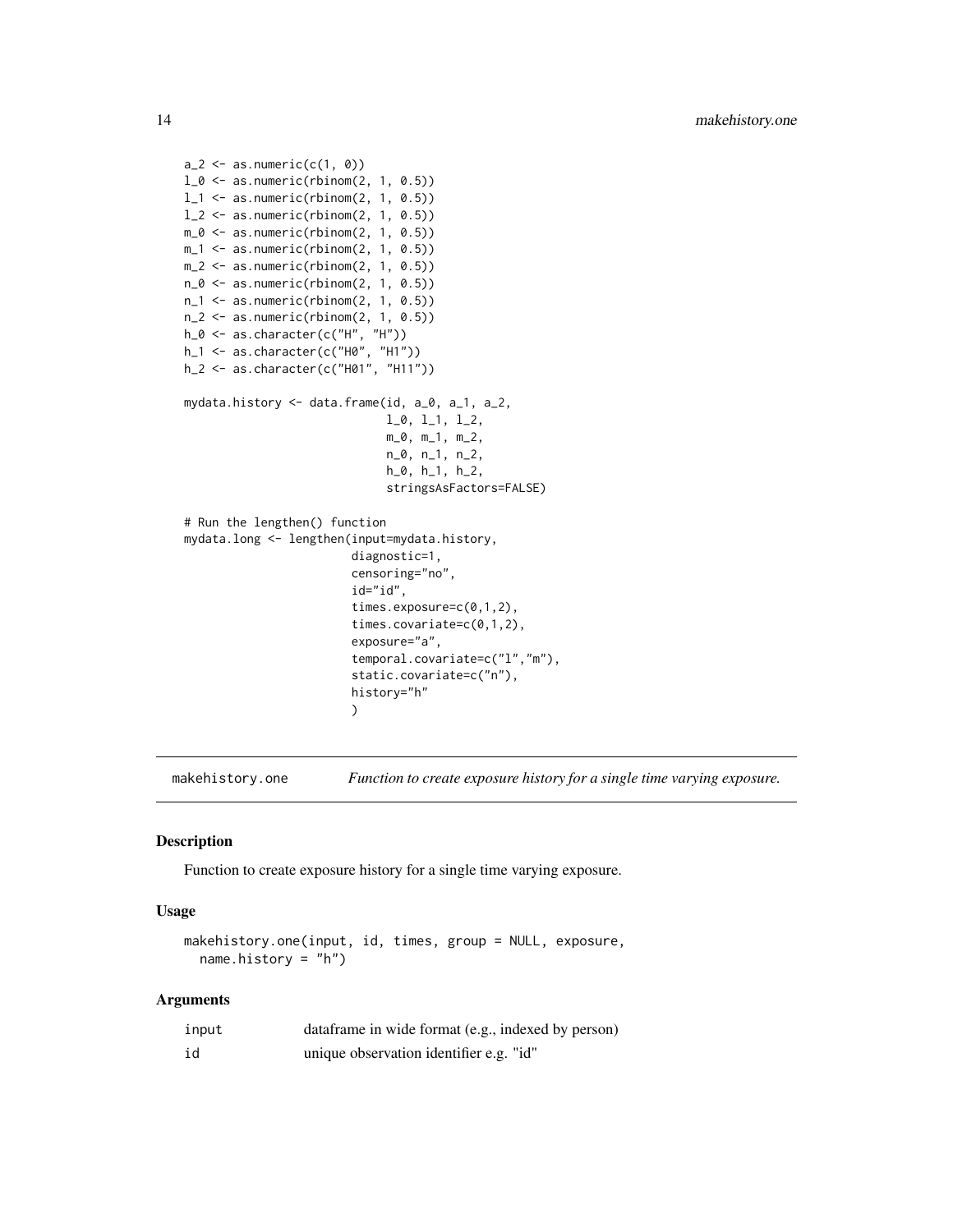```
a_2 <- as.numeric(c(1, 0))
l_0 <- as.numeric(rbinom(2, 1, 0.5))
l_1 <- as.numeric(rbinom(2, 1, 0.5))
l_2 <- as.numeric(rbinom(2, 1, 0.5))
m_0 <- as.numeric(rbinom(2, 1, 0.5))
m_1 <- as.numeric(rbinom(2, 1, 0.5))
m_2 <- as.numeric(rbinom(2, 1, 0.5))
n_0 <- as.numeric(rbinom(2, 1, 0.5))
n_1 <- as.numeric(rbinom(2, 1, 0.5))
n_2 <- as.numeric(rbinom(2, 1, 0.5))
h_0 <- as.character(c("H", "H"))
h_1 <- as.character(c("H0", "H1"))
h_2 <- as.character(c("H01", "H11"))

mydata.history <- data.frame(id, a_0, a_1, a_2,
                             l_0, l_1, l_2,
                             m_0, m_1, m_2,
                             n_0, n_1, n_2,
                             h_0, h_1, h_2,
                             stringsAsFactors=FALSE)

# Run the lengthen() function
mydata.long <- lengthen(input=mydata.history,
                        diagnostic=1,
                        censoring="no",
                        id="id",
                        times.exposure=c(0,1,2),
                        times.covariate=c(0,1,2),
                        exposure="a",
                        temporal.covariate=c("l","m"),
                        static.covariate=c("n"),
                        history="h"
                        )
```

## makehistory.one — *Function to create exposure history for a single time varying exposure.*

### Description

Function to create exposure history for a single time varying exposure.

### Usage

```
makehistory.one(input, id, times, group = NULL, exposure,
  name.history = "h")
```

### Arguments

| | |
|---|---|
| input | dataframe in wide format (e.g., indexed by person) |
| id | unique observation identifier e.g. "id" |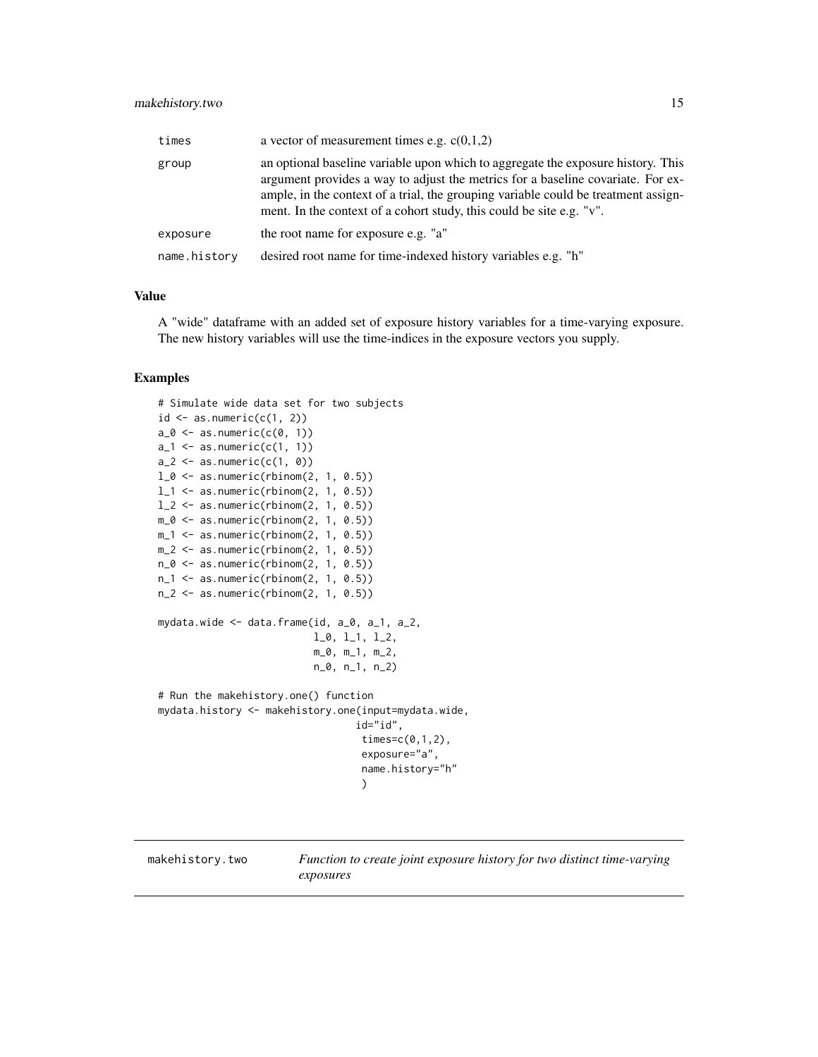| | |
|---|---|
| times | a vector of measurement times e.g. c(0,1,2) |
| group | an optional baseline variable upon which to aggregate the exposure history. This argument provides a way to adjust the metrics for a baseline covariate. For example, in the context of a trial, the grouping variable could be treatment assignment. In the context of a cohort study, this could be site e.g. "v". |
| exposure | the root name for exposure e.g. "a" |
| name.history | desired root name for time-indexed history variables e.g. "h" |

### Value

A "wide" dataframe with an added set of exposure history variables for a time-varying exposure. The new history variables will use the time-indices in the exposure vectors you supply.

### Examples

```
# Simulate wide data set for two subjects
id <- as.numeric(c(1, 2))
a_0 <- as.numeric(c(0, 1))
a_1 <- as.numeric(c(1, 1))
a_2 <- as.numeric(c(1, 0))
l_0 <- as.numeric(rbinom(2, 1, 0.5))
l_1 <- as.numeric(rbinom(2, 1, 0.5))
l_2 <- as.numeric(rbinom(2, 1, 0.5))
m_0 <- as.numeric(rbinom(2, 1, 0.5))
m_1 <- as.numeric(rbinom(2, 1, 0.5))
m_2 <- as.numeric(rbinom(2, 1, 0.5))
n_0 <- as.numeric(rbinom(2, 1, 0.5))
n_1 <- as.numeric(rbinom(2, 1, 0.5))
n_2 <- as.numeric(rbinom(2, 1, 0.5))

mydata.wide <- data.frame(id, a_0, a_1, a_2,
                          l_0, l_1, l_2,
                          m_0, m_1, m_2,
                          n_0, n_1, n_2)

# Run the makehistory.one() function
mydata.history <- makehistory.one(input=mydata.wide,
                                 id="id",
                                  times=c(0,1,2),
                                  exposure="a",
                                  name.history="h"
                                  )
```

---

## makehistory.two — *Function to create joint exposure history for two distinct time-varying exposures*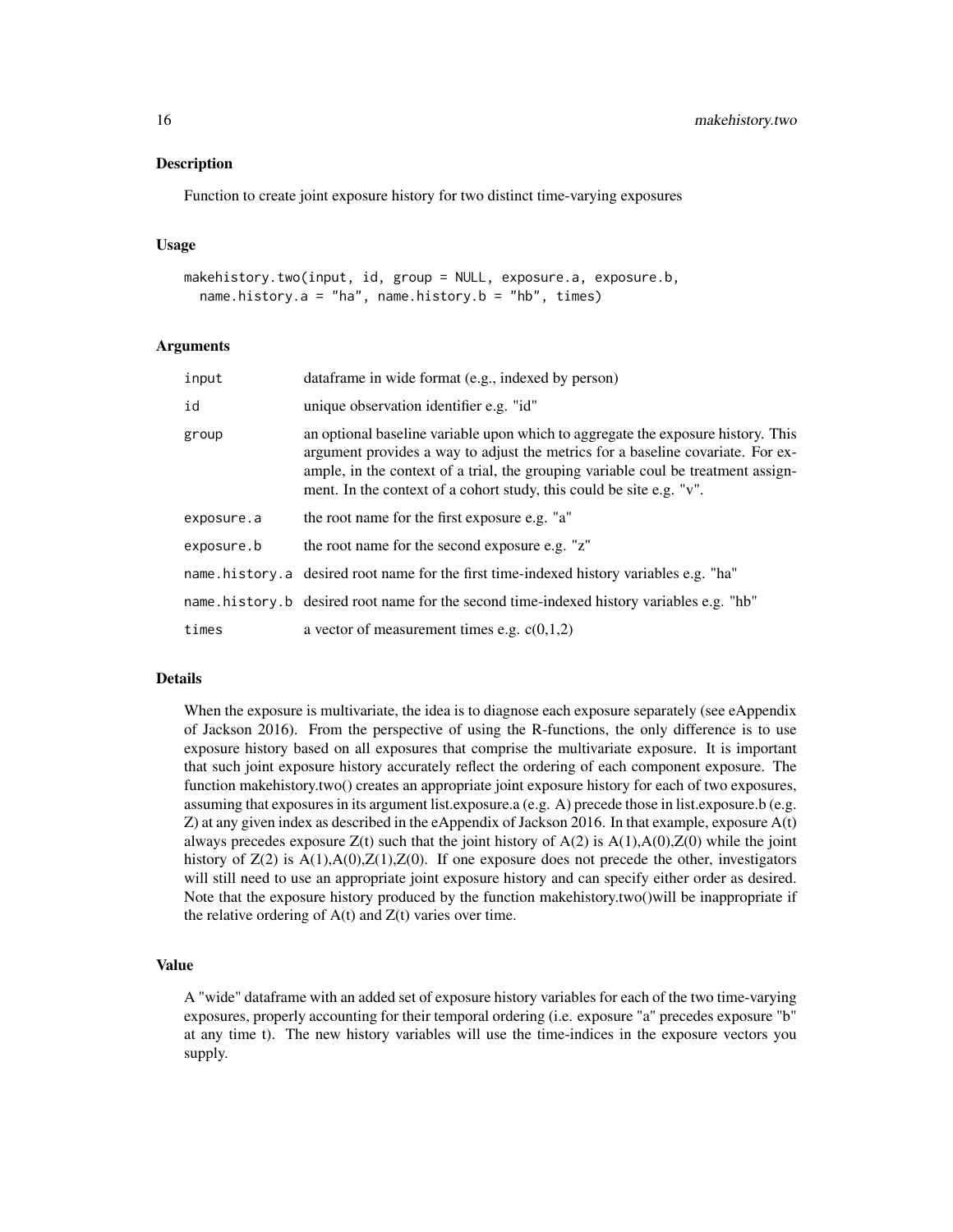## Description

Function to create joint exposure history for two distinct time-varying exposures

## Usage

```
makehistory.two(input, id, group = NULL, exposure.a, exposure.b,
  name.history.a = "ha", name.history.b = "hb", times)
```

## Arguments

| | |
|---|---|
| input | dataframe in wide format (e.g., indexed by person) |
| id | unique observation identifier e.g. "id" |
| group | an optional baseline variable upon which to aggregate the exposure history. This argument provides a way to adjust the metrics for a baseline covariate. For example, in the context of a trial, the grouping variable coul be treatment assignment. In the context of a cohort study, this could be site e.g. "v". |
| exposure.a | the root name for the first exposure e.g. "a" |
| exposure.b | the root name for the second exposure e.g. "z" |
| name.history.a | desired root name for the first time-indexed history variables e.g. "ha" |
| name.history.b | desired root name for the second time-indexed history variables e.g. "hb" |
| times | a vector of measurement times e.g. c(0,1,2) |

## Details

When the exposure is multivariate, the idea is to diagnose each exposure separately (see eAppendix of Jackson 2016). From the perspective of using the R-functions, the only difference is to use exposure history based on all exposures that comprise the multivariate exposure. It is important that such joint exposure history accurately reflect the ordering of each component exposure. The function makehistory.two() creates an appropriate joint exposure history for each of two exposures, assuming that exposures in its argument list.exposure.a (e.g. A) precede those in list.exposure.b (e.g. Z) at any given index as described in the eAppendix of Jackson 2016. In that example, exposure A(t) always precedes exposure Z(t) such that the joint history of A(2) is A(1),A(0),Z(0) while the joint history of Z(2) is A(1),A(0),Z(1),Z(0). If one exposure does not precede the other, investigators will still need to use an appropriate joint exposure history and can specify either order as desired. Note that the exposure history produced by the function makehistory.two()will be inappropriate if the relative ordering of A(t) and Z(t) varies over time.

## Value

A "wide" dataframe with an added set of exposure history variables for each of the two time-varying exposures, properly accounting for their temporal ordering (i.e. exposure "a" precedes exposure "b" at any time t). The new history variables will use the time-indices in the exposure vectors you supply.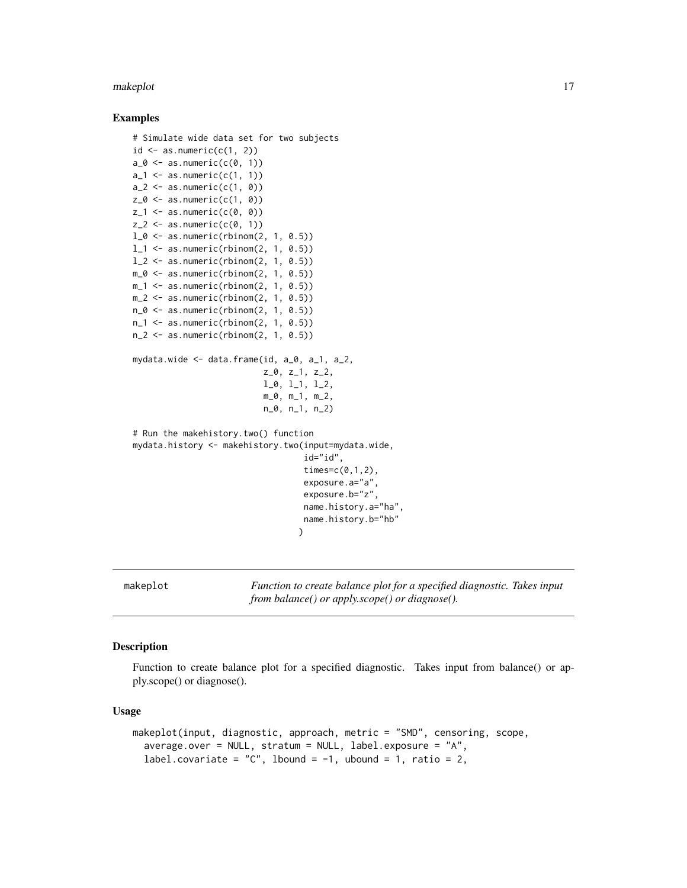## Examples

```
# Simulate wide data set for two subjects
id <- as.numeric(c(1, 2))
a_0 <- as.numeric(c(0, 1))
a_1 <- as.numeric(c(1, 1))
a_2 <- as.numeric(c(1, 0))
z_0 <- as.numeric(c(1, 0))
z_1 <- as.numeric(c(0, 0))
z_2 <- as.numeric(c(0, 1))
l_0 <- as.numeric(rbinom(2, 1, 0.5))
l_1 <- as.numeric(rbinom(2, 1, 0.5))
l_2 <- as.numeric(rbinom(2, 1, 0.5))
m_0 <- as.numeric(rbinom(2, 1, 0.5))
m_1 <- as.numeric(rbinom(2, 1, 0.5))
m_2 <- as.numeric(rbinom(2, 1, 0.5))
n_0 <- as.numeric(rbinom(2, 1, 0.5))
n_1 <- as.numeric(rbinom(2, 1, 0.5))
n_2 <- as.numeric(rbinom(2, 1, 0.5))

mydata.wide <- data.frame(id, a_0, a_1, a_2,
                          z_0, z_1, z_2,
                          l_0, l_1, l_2,
                          m_0, m_1, m_2,
                          n_0, n_1, n_2)

# Run the makehistory.two() function
mydata.history <- makehistory.two(input=mydata.wide,
                                  id="id",
                                  times=c(0,1,2),
                                  exposure.a="a",
                                  exposure.b="z",
                                  name.history.a="ha",
                                  name.history.b="hb"
                                 )
```

---

`makeplot` *Function to create balance plot for a specified diagnostic. Takes input from balance() or apply.scope() or diagnose().*

---

## Description

Function to create balance plot for a specified diagnostic. Takes input from balance() or apply.scope() or diagnose().

## Usage

```
makeplot(input, diagnostic, approach, metric = "SMD", censoring, scope,
  average.over = NULL, stratum = NULL, label.exposure = "A",
  label.covariate = "C", lbound = -1, ubound = 1, ratio = 2,
```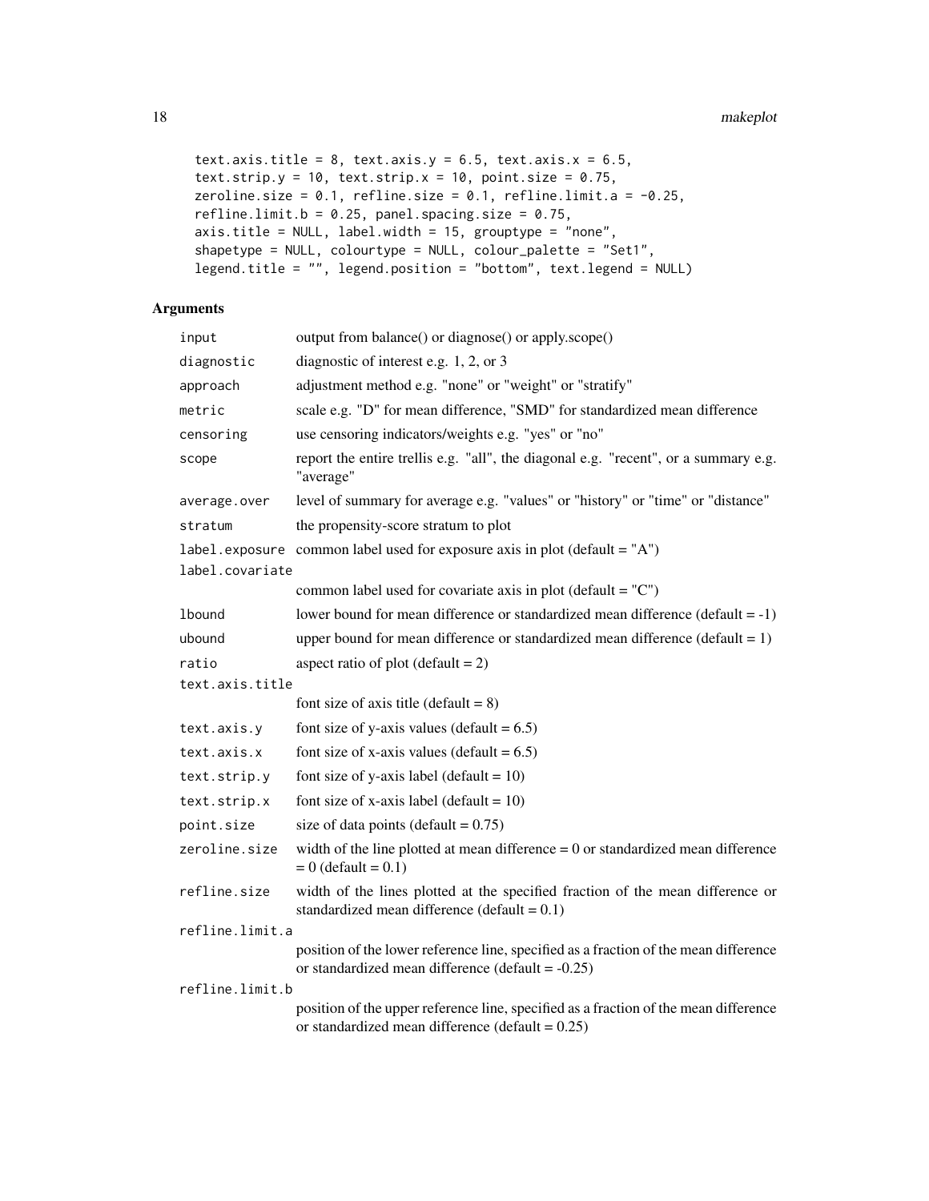```
text.axis.title = 8, text.axis.y = 6.5, text.axis.x = 6.5,
text.strip.y = 10, text.strip.x = 10, point.size = 0.75,
zeroline.size = 0.1, refline.size = 0.1, refline.limit.a = -0.25,
refline.limit.b = 0.25, panel.spacing.size = 0.75,
axis.title = NULL, label.width = 15, grouptype = "none",
shapetype = NULL, colourtype = NULL, colour_palette = "Set1",
legend.title = "", legend.position = "bottom", text.legend = NULL)
```

## Arguments

| | |
|---|---|
| `input` | output from balance() or diagnose() or apply.scope() |
| `diagnostic` | diagnostic of interest e.g. 1, 2, or 3 |
| `approach` | adjustment method e.g. "none" or "weight" or "stratify" |
| `metric` | scale e.g. "D" for mean difference, "SMD" for standardized mean difference |
| `censoring` | use censoring indicators/weights e.g. "yes" or "no" |
| `scope` | report the entire trellis e.g. "all", the diagonal e.g. "recent", or a summary e.g. "average" |
| `average.over` | level of summary for average e.g. "values" or "history" or "time" or "distance" |
| `stratum` | the propensity-score stratum to plot |
| `label.exposure` | common label used for exposure axis in plot (default = "A") |
| `label.covariate` | common label used for covariate axis in plot (default = "C") |
| `lbound` | lower bound for mean difference or standardized mean difference (default = -1) |
| `ubound` | upper bound for mean difference or standardized mean difference (default = 1) |
| `ratio` | aspect ratio of plot (default = 2) |
| `text.axis.title` | font size of axis title (default = 8) |
| `text.axis.y` | font size of y-axis values (default = 6.5) |
| `text.axis.x` | font size of x-axis values (default = 6.5) |
| `text.strip.y` | font size of y-axis label (default = 10) |
| `text.strip.x` | font size of x-axis label (default = 10) |
| `point.size` | size of data points (default = 0.75) |
| `zeroline.size` | width of the line plotted at mean difference = 0 or standardized mean difference = 0 (default = 0.1) |
| `refline.size` | width of the lines plotted at the specified fraction of the mean difference or standardized mean difference (default = 0.1) |
| `refline.limit.a` | position of the lower reference line, specified as a fraction of the mean difference or standardized mean difference (default = -0.25) |
| `refline.limit.b` | position of the upper reference line, specified as a fraction of the mean difference or standardized mean difference (default = 0.25) |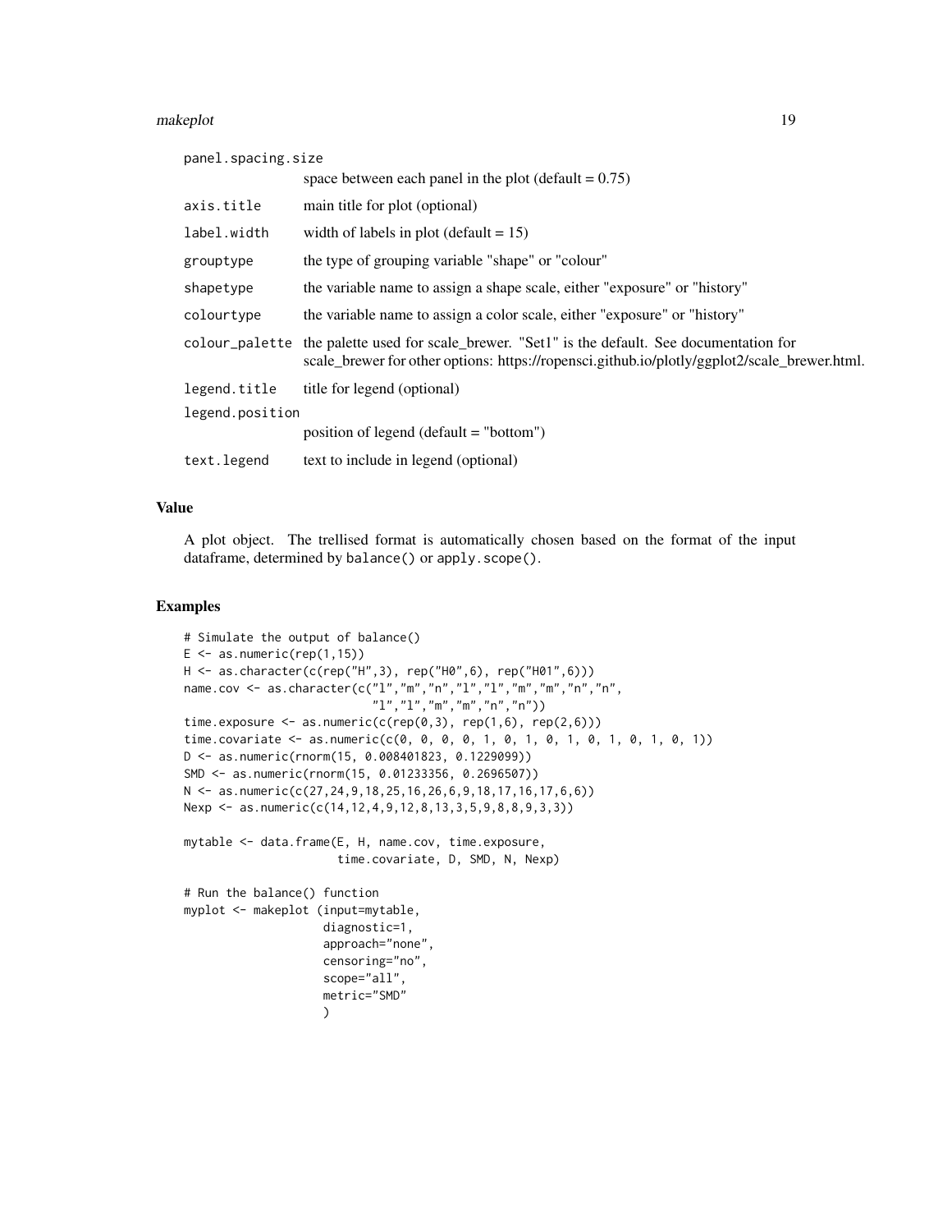| | |
|---|---|
| panel.spacing.size | space between each panel in the plot (default = 0.75) |
| axis.title | main title for plot (optional) |
| label.width | width of labels in plot (default = 15) |
| grouptype | the type of grouping variable "shape" or "colour" |
| shapetype | the variable name to assign a shape scale, either "exposure" or "history" |
| colourtype | the variable name to assign a color scale, either "exposure" or "history" |
| colour_palette | the palette used for scale_brewer. "Set1" is the default. See documentation for scale_brewer for other options: https://ropensci.github.io/plotly/ggplot2/scale_brewer.html. |
| legend.title | title for legend (optional) |
| legend.position | position of legend (default = "bottom") |
| text.legend | text to include in legend (optional) |

## Value

A plot object. The trellised format is automatically chosen based on the format of the input dataframe, determined by `balance()` or `apply.scope()`.

## Examples

```
# Simulate the output of balance()
E <- as.numeric(rep(1,15))
H <- as.character(c(rep("H",3), rep("H0",6), rep("H01",6)))
name.cov <- as.character(c("l","m","n","l","l","m","m","n","n",
                           "l","l","m","m","n","n"))
time.exposure <- as.numeric(c(rep(0,3), rep(1,6), rep(2,6)))
time.covariate <- as.numeric(c(0, 0, 0, 0, 1, 0, 1, 0, 1, 0, 1, 0, 1, 0, 1))
D <- as.numeric(rnorm(15, 0.008401823, 0.1229099))
SMD <- as.numeric(rnorm(15, 0.01233356, 0.2696507))
N <- as.numeric(c(27,24,9,18,25,16,26,6,9,18,17,16,17,6,6))
Nexp <- as.numeric(c(14,12,4,9,12,8,13,3,5,9,8,8,9,3,3))

mytable <- data.frame(E, H, name.cov, time.exposure,
                      time.covariate, D, SMD, N, Nexp)

# Run the balance() function
myplot <- makeplot (input=mytable,
                    diagnostic=1,
                    approach="none",
                    censoring="no",
                    scope="all",
                    metric="SMD"
                    )
```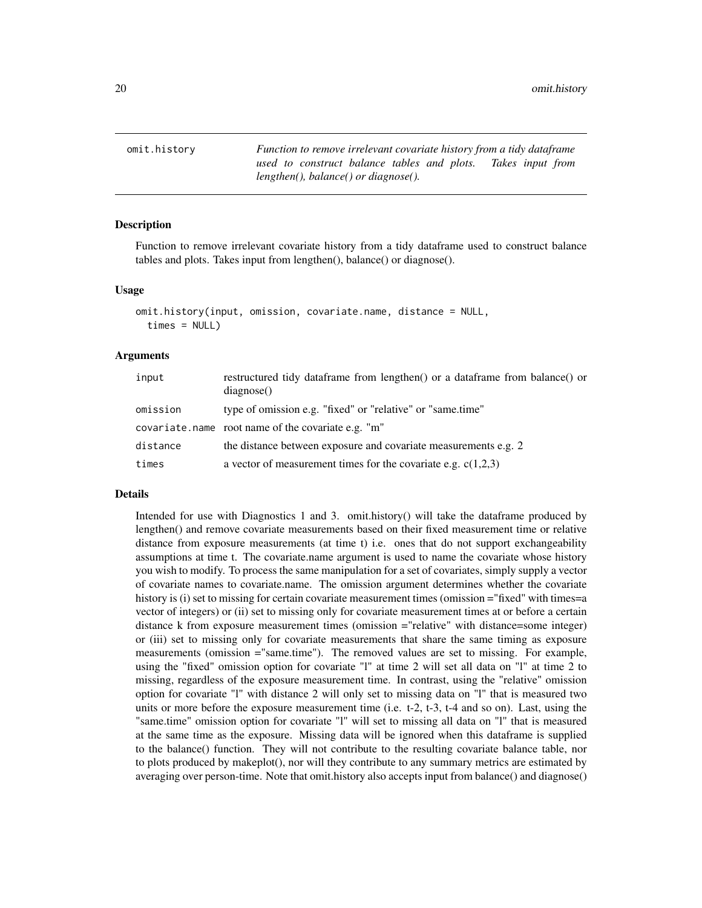## omit.history

*Function to remove irrelevant covariate history from a tidy dataframe used to construct balance tables and plots. Takes input from lengthen(), balance() or diagnose().*

### Description

Function to remove irrelevant covariate history from a tidy dataframe used to construct balance tables and plots. Takes input from lengthen(), balance() or diagnose().

### Usage

```
omit.history(input, omission, covariate.name, distance = NULL,
  times = NULL)
```

### Arguments

| | |
|---|---|
| `input` | restructured tidy dataframe from lengthen() or a dataframe from balance() or diagnose() |
| `omission` | type of omission e.g. "fixed" or "relative" or "same.time" |
| `covariate.name` | root name of the covariate e.g. "m" |
| `distance` | the distance between exposure and covariate measurements e.g. 2 |
| `times` | a vector of measurement times for the covariate e.g. c(1,2,3) |

### Details

Intended for use with Diagnostics 1 and 3. omit.history() will take the dataframe produced by lengthen() and remove covariate measurements based on their fixed measurement time or relative distance from exposure measurements (at time t) i.e. ones that do not support exchangeability assumptions at time t. The covariate.name argument is used to name the covariate whose history you wish to modify. To process the same manipulation for a set of covariates, simply supply a vector of covariate names to covariate.name. The omission argument determines whether the covariate history is (i) set to missing for certain covariate measurement times (omission ="fixed" with times=a vector of integers) or (ii) set to missing only for covariate measurement times at or before a certain distance k from exposure measurement times (omission ="relative" with distance=some integer) or (iii) set to missing only for covariate measurements that share the same timing as exposure measurements (omission ="same.time"). The removed values are set to missing. For example, using the "fixed" omission option for covariate "l" at time 2 will set all data on "l" at time 2 to missing, regardless of the exposure measurement time. In contrast, using the "relative" omission option for covariate "l" with distance 2 will only set to missing data on "l" that is measured two units or more before the exposure measurement time (i.e. t-2, t-3, t-4 and so on). Last, using the "same.time" omission option for covariate "l" will set to missing all data on "l" that is measured at the same time as the exposure. Missing data will be ignored when this dataframe is supplied to the balance() function. They will not contribute to the resulting covariate balance table, nor to plots produced by makeplot(), nor will they contribute to any summary metrics are estimated by averaging over person-time. Note that omit.history also accepts input from balance() and diagnose()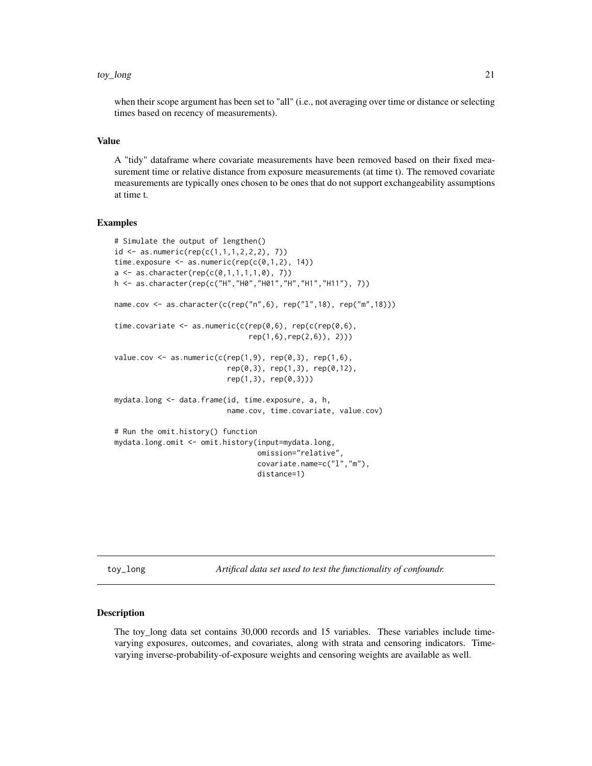when their scope argument has been set to "all" (i.e., not averaging over time or distance or selecting times based on recency of measurements).

### Value

A "tidy" dataframe where covariate measurements have been removed based on their fixed measurement time or relative distance from exposure measurements (at time t). The removed covariate measurements are typically ones chosen to be ones that do not support exchangeability assumptions at time t.

### Examples

```
# Simulate the output of lengthen()
id <- as.numeric(rep(c(1,1,1,2,2,2), 7))
time.exposure <- as.numeric(rep(c(0,1,2), 14))
a <- as.character(rep(c(0,1,1,1,1,0), 7))
h <- as.character(rep(c("H","H0","H01","H","H1","H11"), 7))

name.cov <- as.character(c(rep("n",6), rep("l",18), rep("m",18)))

time.covariate <- as.numeric(c(rep(0,6), rep(c(rep(0,6),
                              rep(1,6),rep(2,6)), 2)))

value.cov <- as.numeric(c(rep(1,9), rep(0,3), rep(1,6),
                         rep(0,3), rep(1,3), rep(0,12),
                         rep(1,3), rep(0,3)))

mydata.long <- data.frame(id, time.exposure, a, h,
                         name.cov, time.covariate, value.cov)

# Run the omit.history() function
mydata.long.omit <- omit.history(input=mydata.long,
                                omission="relative",
                                covariate.name=c("l","m"),
                                distance=1)
```

---

## toy_long    *Artifical data set used to test the functionality of confoundr.*

---

### Description

The toy_long data set contains 30,000 records and 15 variables. These variables include time-varying exposures, outcomes, and covariates, along with strata and censoring indicators. Time-varying inverse-probability-of-exposure weights and censoring weights are available as well.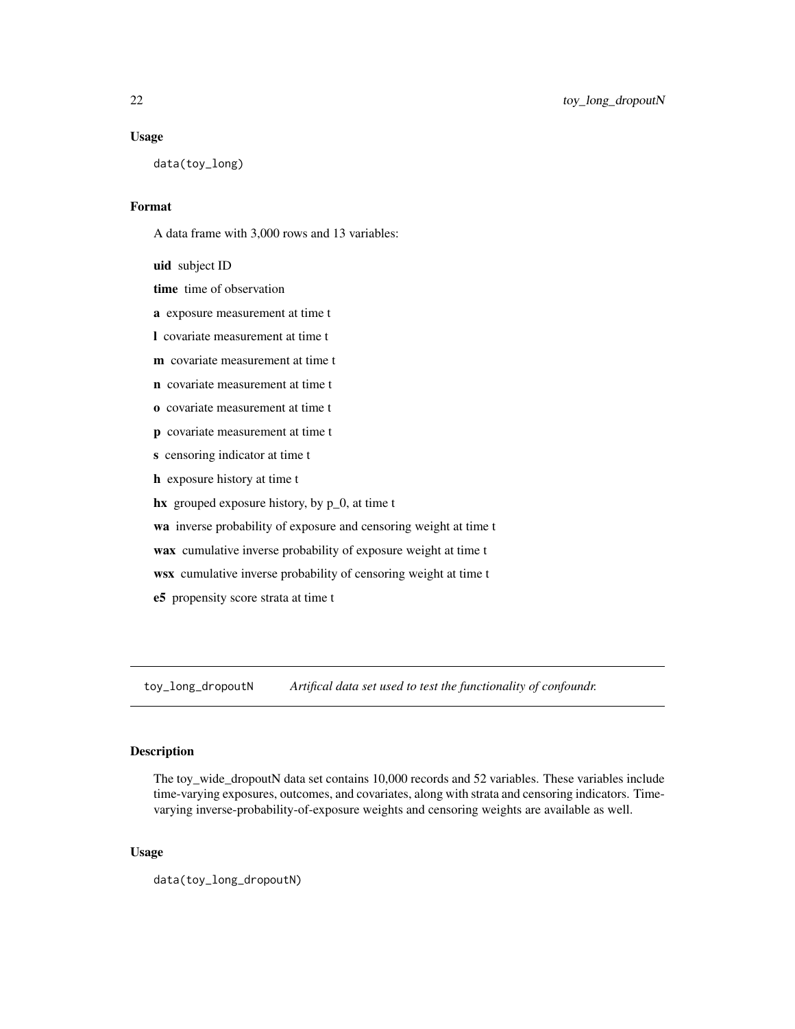### Usage

```
data(toy_long)
```

### Format

A data frame with 3,000 rows and 13 variables:

**uid** subject ID

**time** time of observation

**a** exposure measurement at time t

**l** covariate measurement at time t

**m** covariate measurement at time t

**n** covariate measurement at time t

**o** covariate measurement at time t

**p** covariate measurement at time t

**s** censoring indicator at time t

**h** exposure history at time t

**hx** grouped exposure history, by p_0, at time t

**wa** inverse probability of exposure and censoring weight at time t

**wax** cumulative inverse probability of exposure weight at time t

**wsx** cumulative inverse probability of censoring weight at time t

**e5** propensity score strata at time t

---

## toy_long_dropoutN *Artifical data set used to test the functionality of confoundr.*

---

### Description

The toy_wide_dropoutN data set contains 10,000 records and 52 variables. These variables include time-varying exposures, outcomes, and covariates, along with strata and censoring indicators. Time-varying inverse-probability-of-exposure weights and censoring weights are available as well.

### Usage

```
data(toy_long_dropoutN)
```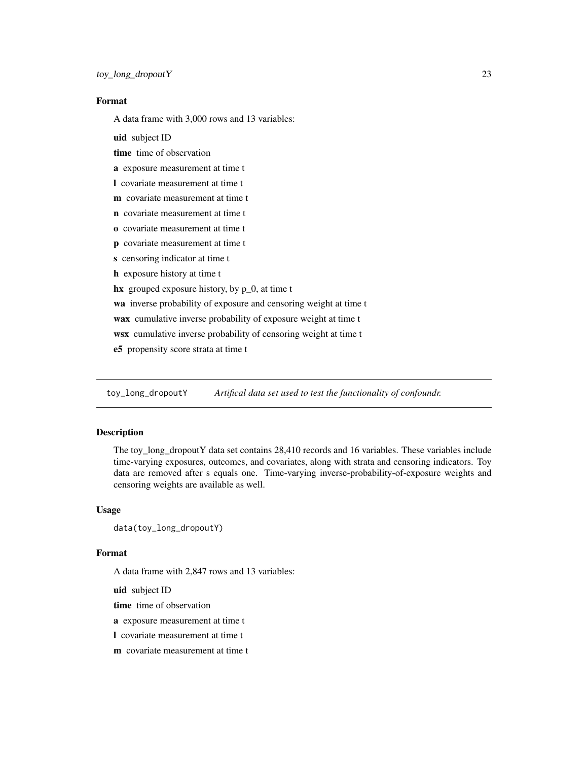## Format

A data frame with 3,000 rows and 13 variables:

**uid** subject ID

**time** time of observation

**a** exposure measurement at time t

**l** covariate measurement at time t

**m** covariate measurement at time t

**n** covariate measurement at time t

**o** covariate measurement at time t

**p** covariate measurement at time t

**s** censoring indicator at time t

**h** exposure history at time t

**hx** grouped exposure history, by p_0, at time t

**wa** inverse probability of exposure and censoring weight at time t

**wax** cumulative inverse probability of exposure weight at time t

**wsx** cumulative inverse probability of censoring weight at time t

**e5** propensity score strata at time t

---

# toy_long_dropoutY *Artifical data set used to test the functionality of confoundr.*

## Description

The toy_long_dropoutY data set contains 28,410 records and 16 variables. These variables include time-varying exposures, outcomes, and covariates, along with strata and censoring indicators. Toy data are removed after s equals one. Time-varying inverse-probability-of-exposure weights and censoring weights are available as well.

## Usage

```
data(toy_long_dropoutY)
```

## Format

A data frame with 2,847 rows and 13 variables:

**uid** subject ID

**time** time of observation

**a** exposure measurement at time t

**l** covariate measurement at time t

**m** covariate measurement at time t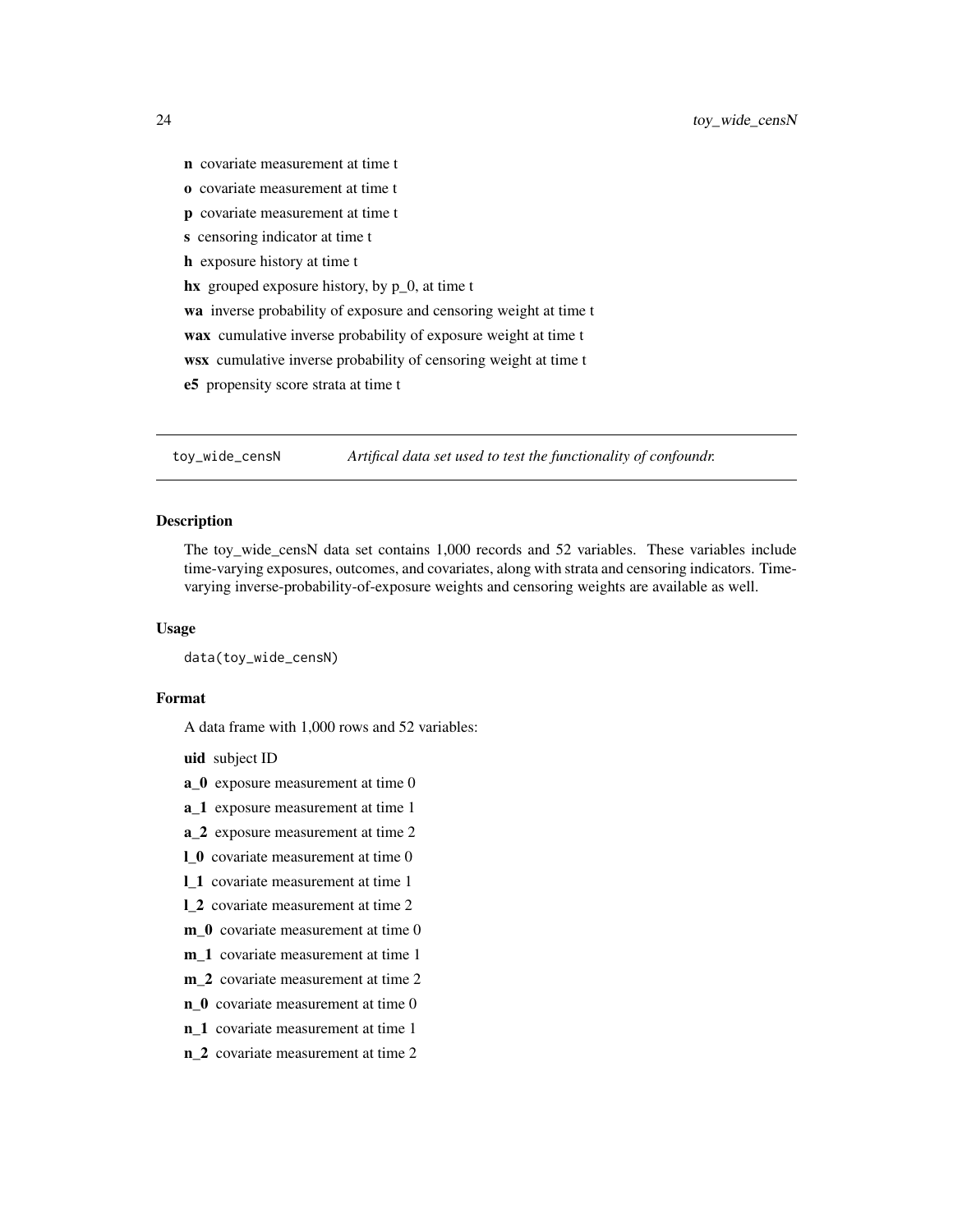**n** covariate measurement at time t

**o** covariate measurement at time t

**p** covariate measurement at time t

**s** censoring indicator at time t

**h** exposure history at time t

**hx** grouped exposure history, by p_0, at time t

**wa** inverse probability of exposure and censoring weight at time t

**wax** cumulative inverse probability of exposure weight at time t

**wsx** cumulative inverse probability of censoring weight at time t

**e5** propensity score strata at time t

---

## toy_wide_censN — *Artifical data set used to test the functionality of confoundr.*

### Description

The toy_wide_censN data set contains 1,000 records and 52 variables. These variables include time-varying exposures, outcomes, and covariates, along with strata and censoring indicators. Time-varying inverse-probability-of-exposure weights and censoring weights are available as well.

### Usage

```
data(toy_wide_censN)
```

### Format

A data frame with 1,000 rows and 52 variables:

**uid** subject ID

**a_0** exposure measurement at time 0

**a_1** exposure measurement at time 1

**a_2** exposure measurement at time 2

**l_0** covariate measurement at time 0

**l_1** covariate measurement at time 1

**l_2** covariate measurement at time 2

**m_0** covariate measurement at time 0

**m_1** covariate measurement at time 1

**m_2** covariate measurement at time 2

**n_0** covariate measurement at time 0

**n_1** covariate measurement at time 1

**n_2** covariate measurement at time 2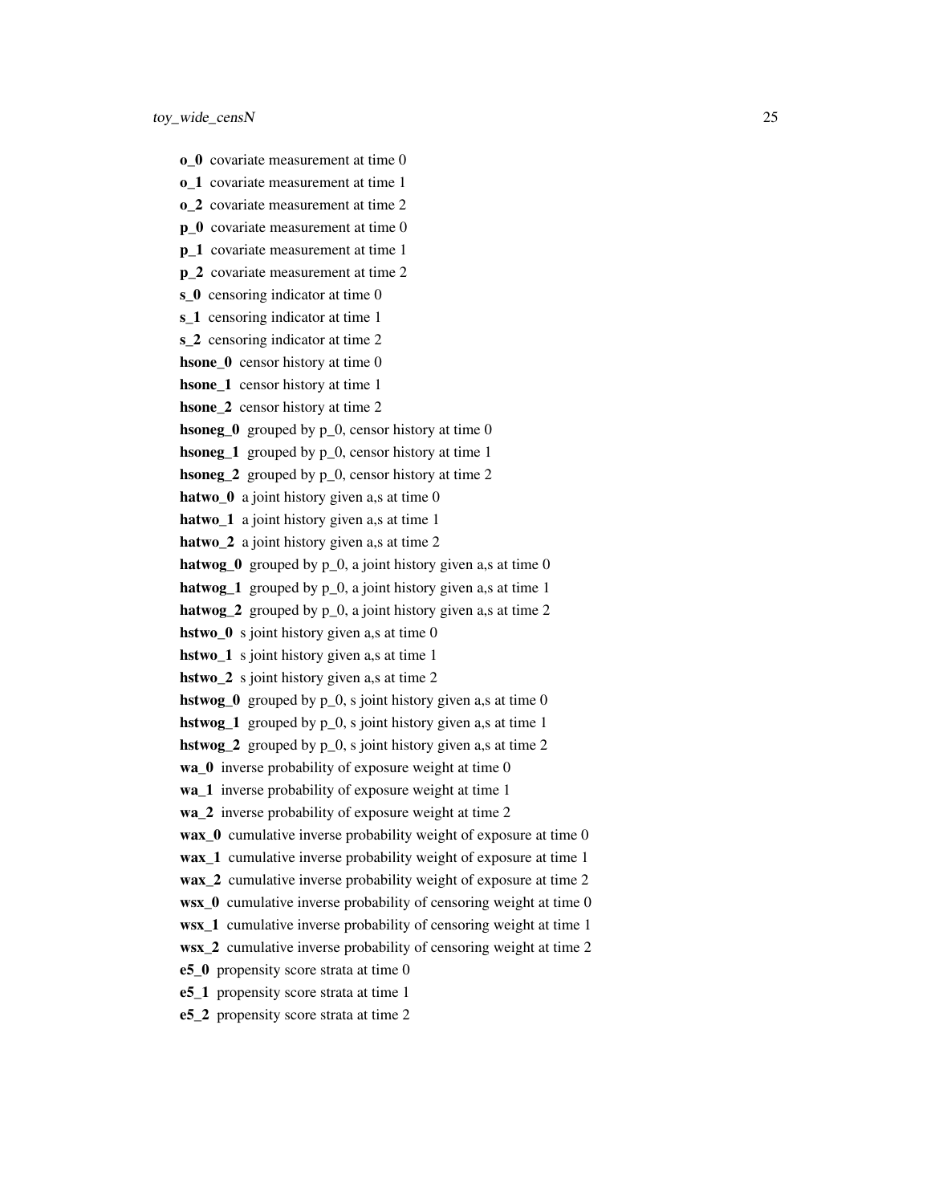**o_0** covariate measurement at time 0

**o_1** covariate measurement at time 1

**o_2** covariate measurement at time 2

**p_0** covariate measurement at time 0

**p_1** covariate measurement at time 1

**p_2** covariate measurement at time 2

**s_0** censoring indicator at time 0

**s_1** censoring indicator at time 1

**s_2** censoring indicator at time 2

**hsone_0** censor history at time 0

**hsone_1** censor history at time 1

**hsone_2** censor history at time 2

**hsoneg_0** grouped by p_0, censor history at time 0

**hsoneg_1** grouped by p_0, censor history at time 1

**hsoneg_2** grouped by p_0, censor history at time 2

**hatwo_0** a joint history given a,s at time 0

**hatwo_1** a joint history given a,s at time 1

**hatwo_2** a joint history given a,s at time 2

**hatwog_0** grouped by p_0, a joint history given a,s at time 0

**hatwog_1** grouped by p_0, a joint history given a,s at time 1

**hatwog_2** grouped by p_0, a joint history given a,s at time 2

**hstwo_0** s joint history given a,s at time 0

**hstwo_1** s joint history given a,s at time 1

**hstwo_2** s joint history given a,s at time 2

**hstwog_0** grouped by p_0, s joint history given a,s at time 0

**hstwog_1** grouped by p_0, s joint history given a,s at time 1

**hstwog_2** grouped by p_0, s joint history given a,s at time 2

**wa_0** inverse probability of exposure weight at time 0

**wa_1** inverse probability of exposure weight at time 1

**wa_2** inverse probability of exposure weight at time 2

**wax_0** cumulative inverse probability weight of exposure at time 0

**wax_1** cumulative inverse probability weight of exposure at time 1

**wax_2** cumulative inverse probability weight of exposure at time 2

**wsx_0** cumulative inverse probability of censoring weight at time 0

**wsx_1** cumulative inverse probability of censoring weight at time 1

**wsx_2** cumulative inverse probability of censoring weight at time 2

**e5_0** propensity score strata at time 0

**e5_1** propensity score strata at time 1

**e5_2** propensity score strata at time 2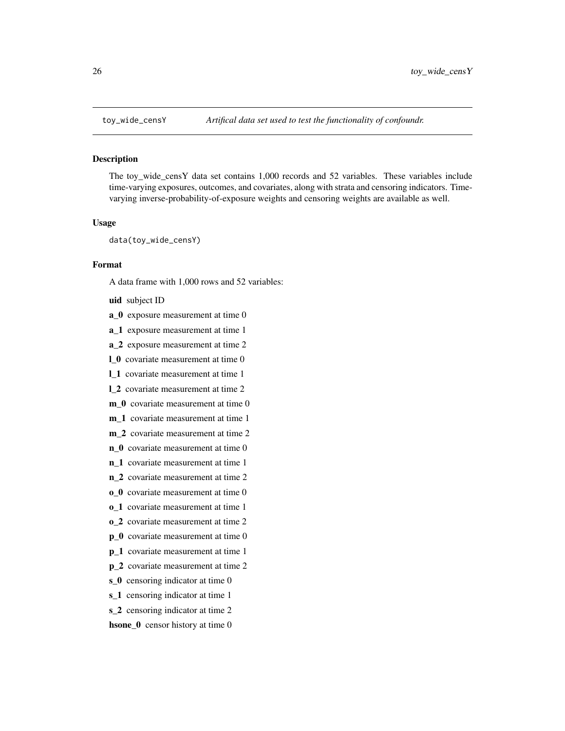toy_wide_censY *Artifical data set used to test the functionality of confoundr.*

### Description

The toy_wide_censY data set contains 1,000 records and 52 variables. These variables include time-varying exposures, outcomes, and covariates, along with strata and censoring indicators. Time-varying inverse-probability-of-exposure weights and censoring weights are available as well.

### Usage

```
data(toy_wide_censY)
```

### Format

A data frame with 1,000 rows and 52 variables:

**uid** subject ID

**a_0** exposure measurement at time 0

**a_1** exposure measurement at time 1

**a_2** exposure measurement at time 2

**l_0** covariate measurement at time 0

**l_1** covariate measurement at time 1

**l_2** covariate measurement at time 2

**m_0** covariate measurement at time 0

**m_1** covariate measurement at time 1

**m_2** covariate measurement at time 2

**n_0** covariate measurement at time 0

**n_1** covariate measurement at time 1

**n_2** covariate measurement at time 2

**o_0** covariate measurement at time 0

**o_1** covariate measurement at time 1

**o_2** covariate measurement at time 2

**p_0** covariate measurement at time 0

**p_1** covariate measurement at time 1

**p_2** covariate measurement at time 2

**s_0** censoring indicator at time 0

**s_1** censoring indicator at time 1

**s_2** censoring indicator at time 2

**hsone_0** censor history at time 0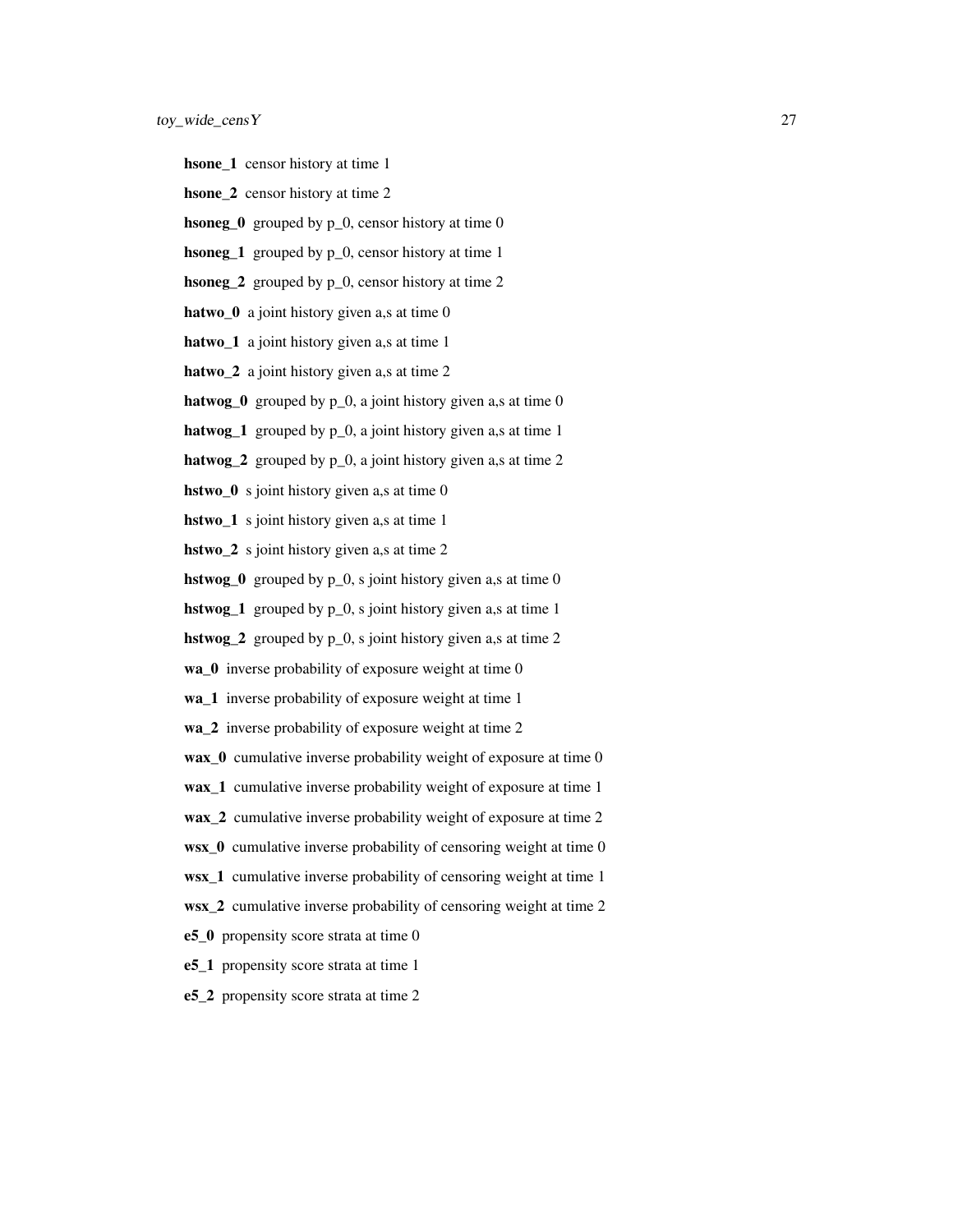**hsone_1** censor history at time 1

**hsone_2** censor history at time 2

**hsoneg_0** grouped by p_0, censor history at time 0

**hsoneg_1** grouped by p_0, censor history at time 1

**hsoneg_2** grouped by p_0, censor history at time 2

**hatwo_0** a joint history given a,s at time 0

**hatwo_1** a joint history given a,s at time 1

**hatwo_2** a joint history given a,s at time 2

**hatwog_0** grouped by p_0, a joint history given a,s at time 0

**hatwog_1** grouped by p_0, a joint history given a,s at time 1

**hatwog_2** grouped by p_0, a joint history given a,s at time 2

**hstwo_0** s joint history given a,s at time 0

**hstwo_1** s joint history given a,s at time 1

**hstwo_2** s joint history given a,s at time 2

**hstwog_0** grouped by p_0, s joint history given a,s at time 0

**hstwog_1** grouped by p_0, s joint history given a,s at time 1

**hstwog_2** grouped by p_0, s joint history given a,s at time 2

**wa_0** inverse probability of exposure weight at time 0

**wa_1** inverse probability of exposure weight at time 1

**wa_2** inverse probability of exposure weight at time 2

**wax_0** cumulative inverse probability weight of exposure at time 0

**wax_1** cumulative inverse probability weight of exposure at time 1

**wax_2** cumulative inverse probability weight of exposure at time 2

**wsx_0** cumulative inverse probability of censoring weight at time 0

**wsx_1** cumulative inverse probability of censoring weight at time 1

**wsx_2** cumulative inverse probability of censoring weight at time 2

**e5_0** propensity score strata at time 0

**e5_1** propensity score strata at time 1

**e5_2** propensity score strata at time 2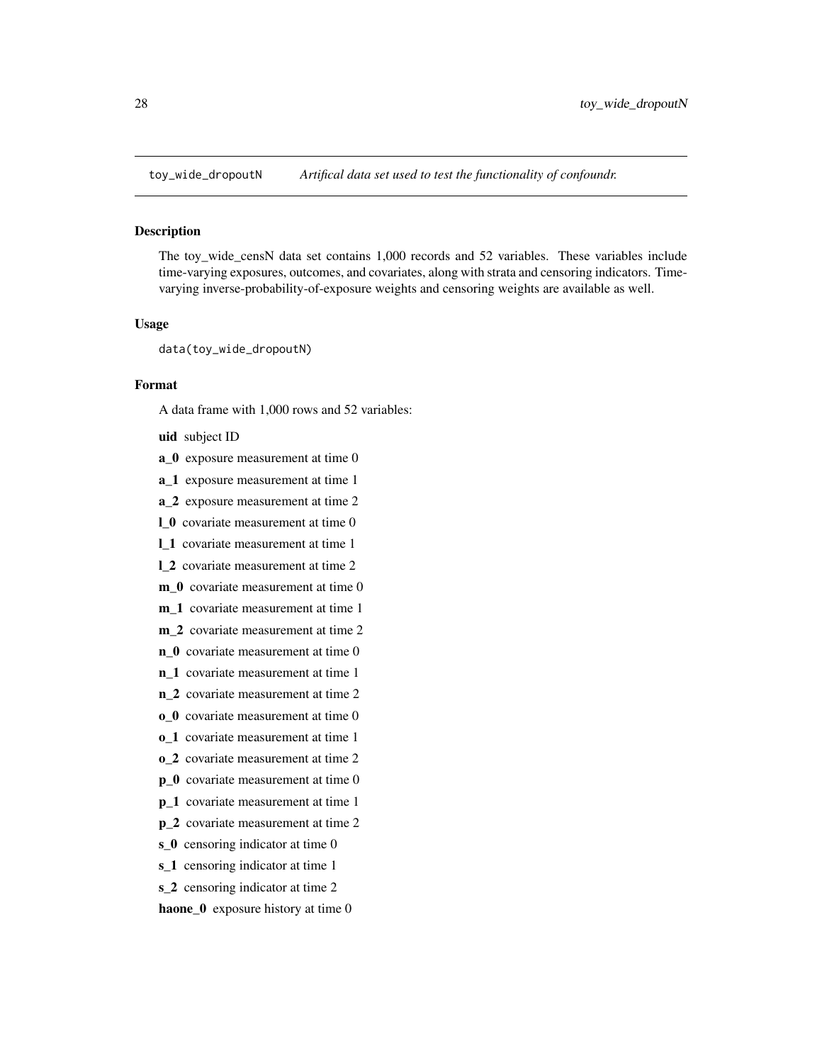## toy_wide_dropoutN *Artifical data set used to test the functionality of confoundr.*

### Description

The toy_wide_censN data set contains 1,000 records and 52 variables. These variables include time-varying exposures, outcomes, and covariates, along with strata and censoring indicators. Time-varying inverse-probability-of-exposure weights and censoring weights are available as well.

### Usage

```
data(toy_wide_dropoutN)
```

### Format

A data frame with 1,000 rows and 52 variables:

**uid** subject ID

**a_0** exposure measurement at time 0

**a_1** exposure measurement at time 1

**a_2** exposure measurement at time 2

**l_0** covariate measurement at time 0

**l_1** covariate measurement at time 1

**l_2** covariate measurement at time 2

**m_0** covariate measurement at time 0

**m_1** covariate measurement at time 1

**m_2** covariate measurement at time 2

**n_0** covariate measurement at time 0

**n_1** covariate measurement at time 1

**n_2** covariate measurement at time 2

**o_0** covariate measurement at time 0

**o_1** covariate measurement at time 1

**o_2** covariate measurement at time 2

**p_0** covariate measurement at time 0

**p_1** covariate measurement at time 1

**p_2** covariate measurement at time 2

**s_0** censoring indicator at time 0

**s_1** censoring indicator at time 1

**s_2** censoring indicator at time 2

**haone_0** exposure history at time 0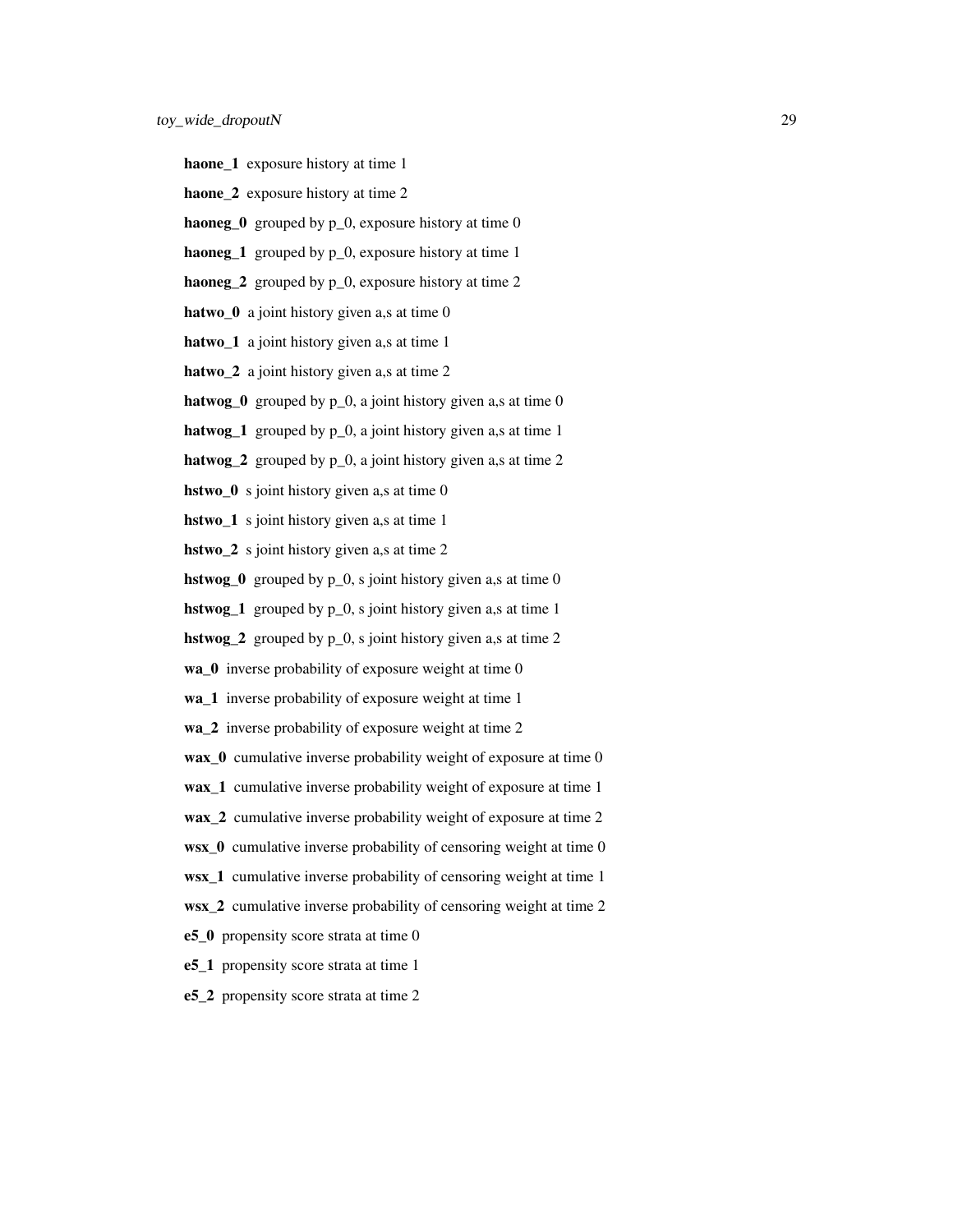**haone_1** exposure history at time 1

**haone_2** exposure history at time 2

**haoneg_0** grouped by p_0, exposure history at time 0

**haoneg_1** grouped by p_0, exposure history at time 1

**haoneg_2** grouped by p_0, exposure history at time 2

**hatwo_0** a joint history given a,s at time 0

**hatwo_1** a joint history given a,s at time 1

**hatwo_2** a joint history given a,s at time 2

**hatwog_0** grouped by p_0, a joint history given a,s at time 0

**hatwog_1** grouped by p_0, a joint history given a,s at time 1

**hatwog_2** grouped by p_0, a joint history given a,s at time 2

**hstwo_0** s joint history given a,s at time 0

**hstwo_1** s joint history given a,s at time 1

**hstwo_2** s joint history given a,s at time 2

**hstwog_0** grouped by p_0, s joint history given a,s at time 0

**hstwog_1** grouped by p_0, s joint history given a,s at time 1

**hstwog_2** grouped by p_0, s joint history given a,s at time 2

**wa_0** inverse probability of exposure weight at time 0

**wa_1** inverse probability of exposure weight at time 1

**wa_2** inverse probability of exposure weight at time 2

**wax_0** cumulative inverse probability weight of exposure at time 0

**wax_1** cumulative inverse probability weight of exposure at time 1

**wax_2** cumulative inverse probability weight of exposure at time 2

**wsx_0** cumulative inverse probability of censoring weight at time 0

**wsx_1** cumulative inverse probability of censoring weight at time 1

**wsx_2** cumulative inverse probability of censoring weight at time 2

**e5_0** propensity score strata at time 0

**e5_1** propensity score strata at time 1

**e5_2** propensity score strata at time 2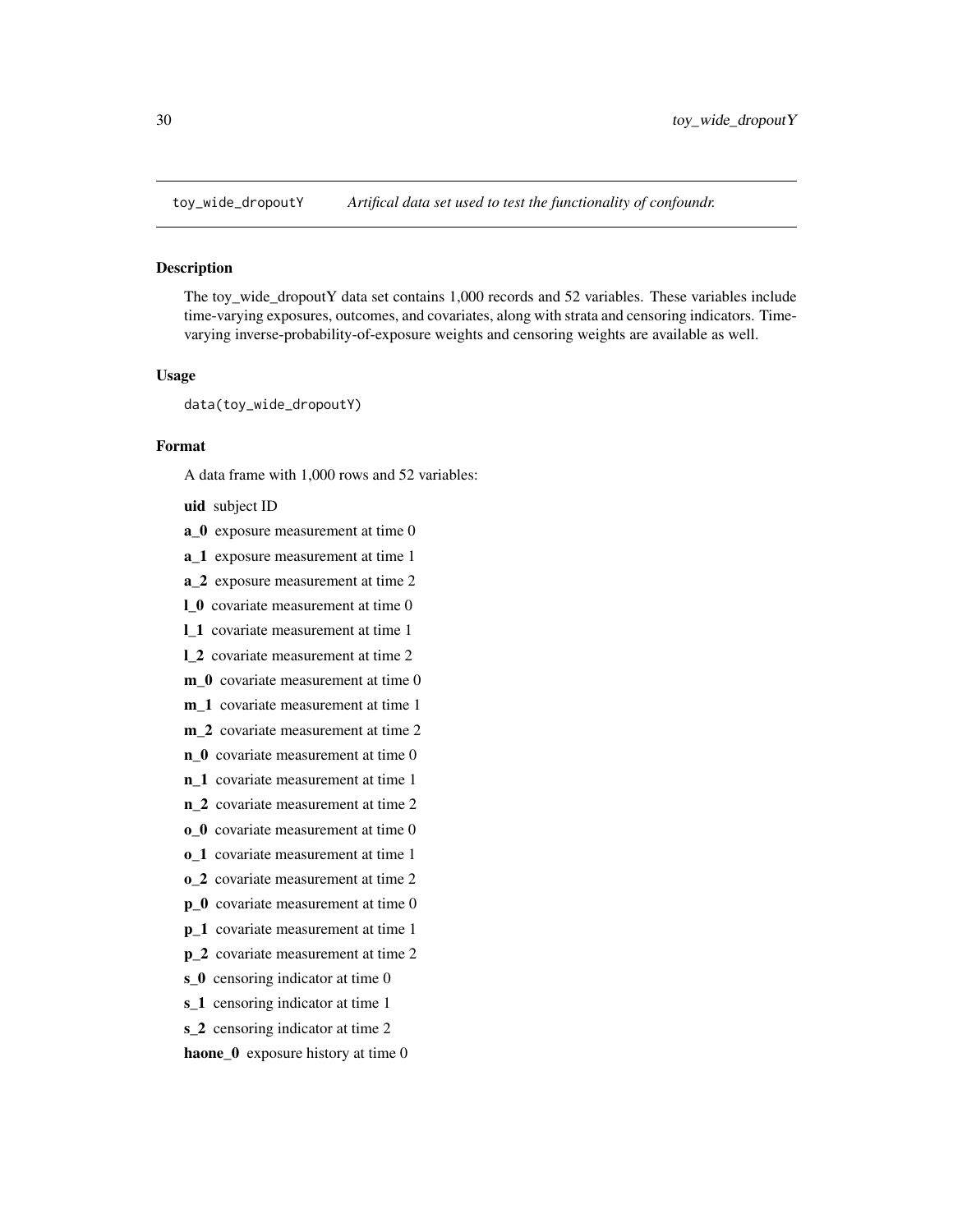`toy_wide_dropoutY` *Artifical data set used to test the functionality of confoundr.*

### Description

The toy_wide_dropoutY data set contains 1,000 records and 52 variables. These variables include time-varying exposures, outcomes, and covariates, along with strata and censoring indicators. Time-varying inverse-probability-of-exposure weights and censoring weights are available as well.

### Usage

```
data(toy_wide_dropoutY)
```

### Format

A data frame with 1,000 rows and 52 variables:

**uid** subject ID

**a_0** exposure measurement at time 0

**a_1** exposure measurement at time 1

**a_2** exposure measurement at time 2

**l_0** covariate measurement at time 0

**l_1** covariate measurement at time 1

**l_2** covariate measurement at time 2

**m_0** covariate measurement at time 0

**m_1** covariate measurement at time 1

**m_2** covariate measurement at time 2

**n_0** covariate measurement at time 0

**n_1** covariate measurement at time 1

**n_2** covariate measurement at time 2

**o_0** covariate measurement at time 0

**o_1** covariate measurement at time 1

**o_2** covariate measurement at time 2

**p_0** covariate measurement at time 0

**p_1** covariate measurement at time 1

**p_2** covariate measurement at time 2

**s_0** censoring indicator at time 0

**s_1** censoring indicator at time 1

**s_2** censoring indicator at time 2

**haone_0** exposure history at time 0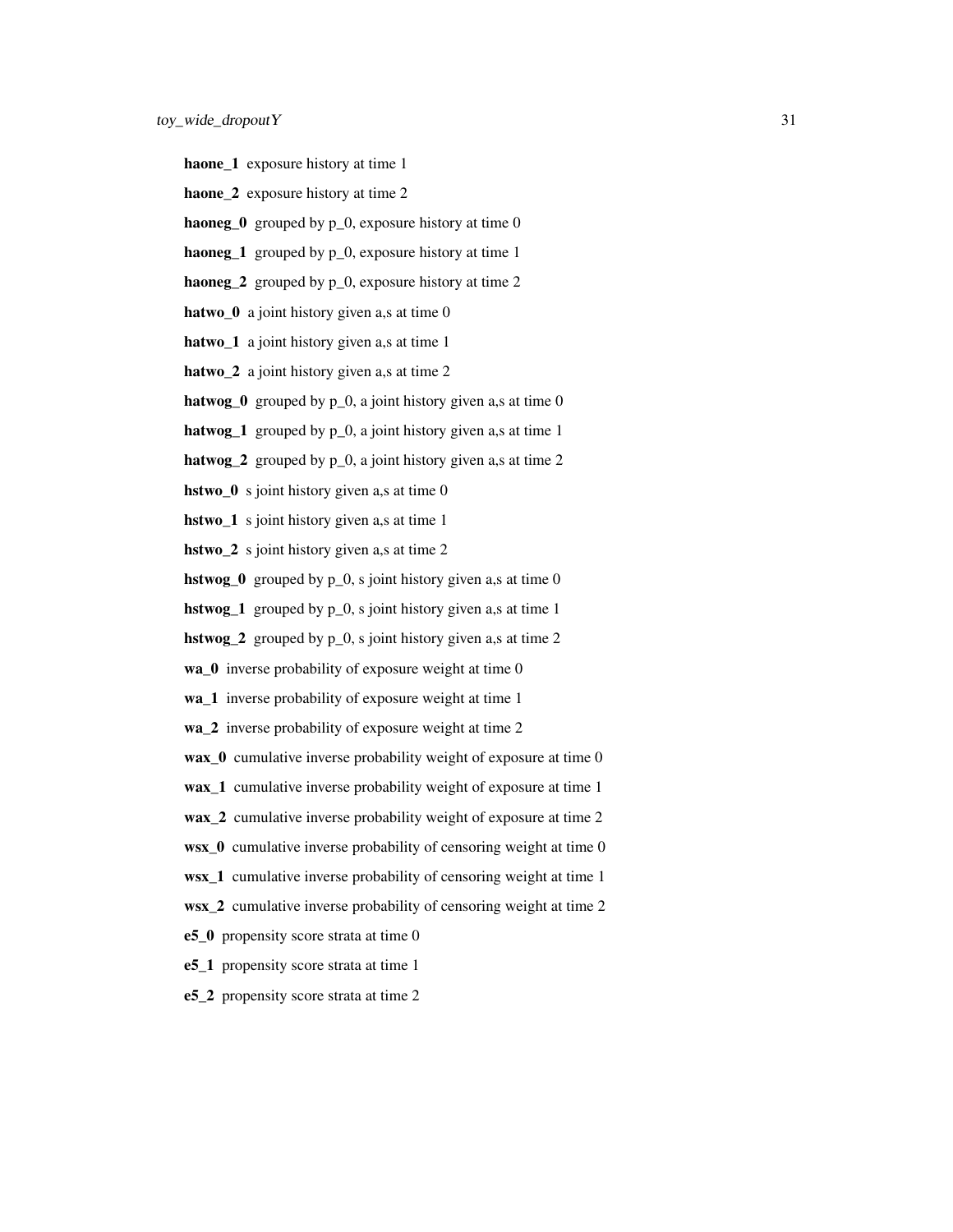**haone_1** exposure history at time 1

**haone_2** exposure history at time 2

**haoneg_0** grouped by p_0, exposure history at time 0

**haoneg_1** grouped by p_0, exposure history at time 1

**haoneg_2** grouped by p_0, exposure history at time 2

**hatwo_0** a joint history given a,s at time 0

**hatwo_1** a joint history given a,s at time 1

**hatwo_2** a joint history given a,s at time 2

**hatwog_0** grouped by p_0, a joint history given a,s at time 0

**hatwog_1** grouped by p_0, a joint history given a,s at time 1

**hatwog_2** grouped by p_0, a joint history given a,s at time 2

**hstwo_0** s joint history given a,s at time 0

**hstwo_1** s joint history given a,s at time 1

**hstwo_2** s joint history given a,s at time 2

**hstwog_0** grouped by p_0, s joint history given a,s at time 0

**hstwog_1** grouped by p_0, s joint history given a,s at time 1

**hstwog_2** grouped by p_0, s joint history given a,s at time 2

**wa_0** inverse probability of exposure weight at time 0

**wa_1** inverse probability of exposure weight at time 1

**wa_2** inverse probability of exposure weight at time 2

**wax_0** cumulative inverse probability weight of exposure at time 0

**wax_1** cumulative inverse probability weight of exposure at time 1

**wax_2** cumulative inverse probability weight of exposure at time 2

**wsx_0** cumulative inverse probability of censoring weight at time 0

**wsx_1** cumulative inverse probability of censoring weight at time 1

**wsx_2** cumulative inverse probability of censoring weight at time 2

**e5_0** propensity score strata at time 0

**e5_1** propensity score strata at time 1

**e5_2** propensity score strata at time 2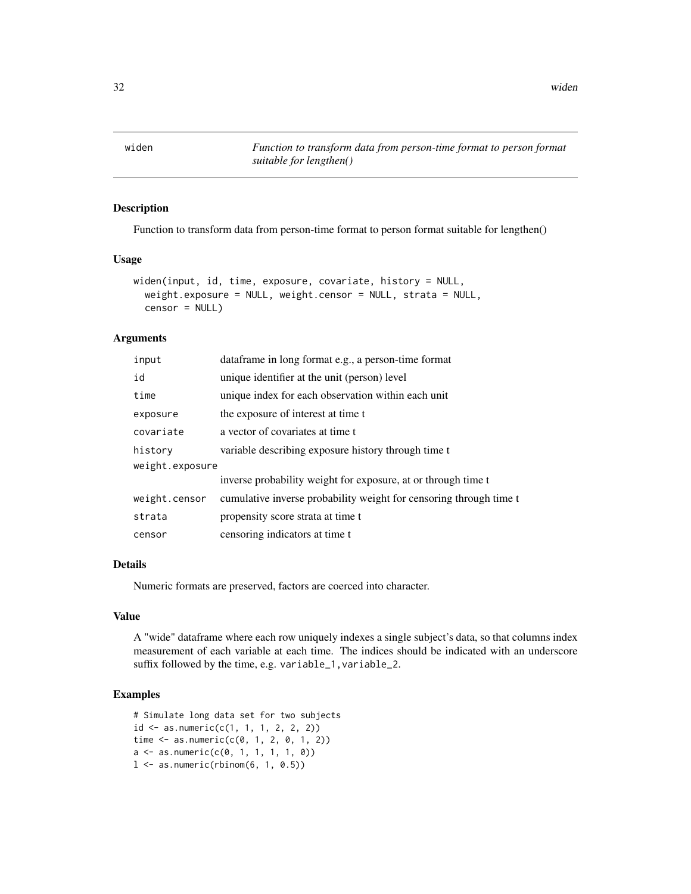## widen — Function to transform data from person-time format to person format suitable for lengthen()

### Description

Function to transform data from person-time format to person format suitable for lengthen()

### Usage

```
widen(input, id, time, exposure, covariate, history = NULL,
  weight.exposure = NULL, weight.censor = NULL, strata = NULL,
  censor = NULL)
```

### Arguments

| | |
|---|---|
| `input` | dataframe in long format e.g., a person-time format |
| `id` | unique identifier at the unit (person) level |
| `time` | unique index for each observation within each unit |
| `exposure` | the exposure of interest at time t |
| `covariate` | a vector of covariates at time t |
| `history` | variable describing exposure history through time t |
| `weight.exposure` | inverse probability weight for exposure, at or through time t |
| `weight.censor` | cumulative inverse probability weight for censoring through time t |
| `strata` | propensity score strata at time t |
| `censor` | censoring indicators at time t |

### Details

Numeric formats are preserved, factors are coerced into character.

### Value

A "wide" dataframe where each row uniquely indexes a single subject's data, so that columns index measurement of each variable at each time. The indices should be indicated with an underscore suffix followed by the time, e.g. `variable_1,variable_2`.

### Examples

```
# Simulate long data set for two subjects
id <- as.numeric(c(1, 1, 1, 2, 2, 2))
time <- as.numeric(c(0, 1, 2, 0, 1, 2))
a <- as.numeric(c(0, 1, 1, 1, 1, 0))
l <- as.numeric(rbinom(6, 1, 0.5))
```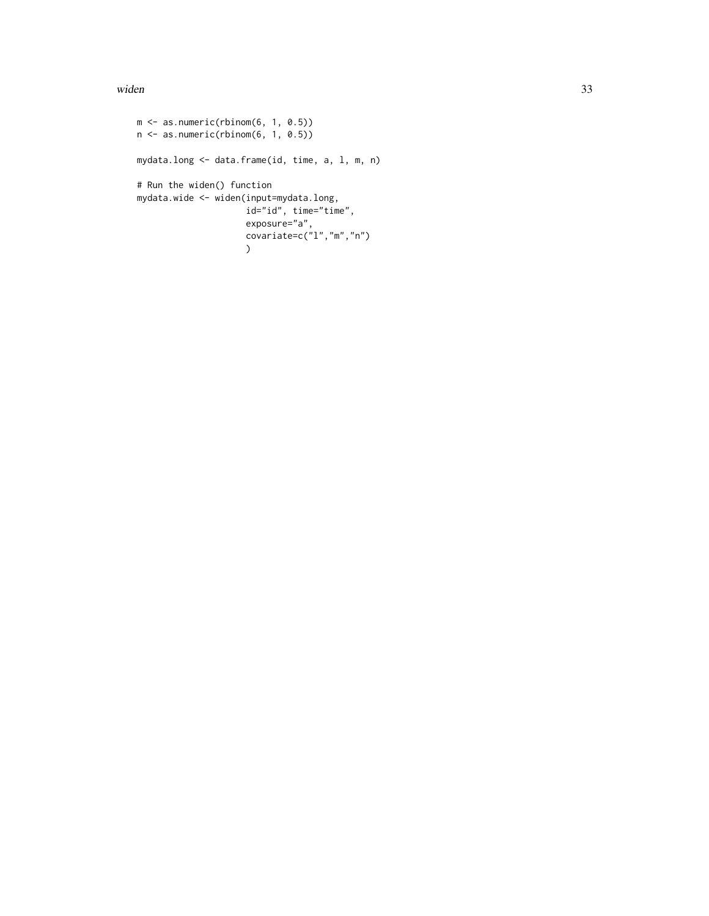```
m <- as.numeric(rbinom(6, 1, 0.5))
n <- as.numeric(rbinom(6, 1, 0.5))

mydata.long <- data.frame(id, time, a, l, m, n)

# Run the widen() function
mydata.wide <- widen(input=mydata.long,
                     id="id", time="time",
                     exposure="a",
                     covariate=c("l","m","n")
                     )
```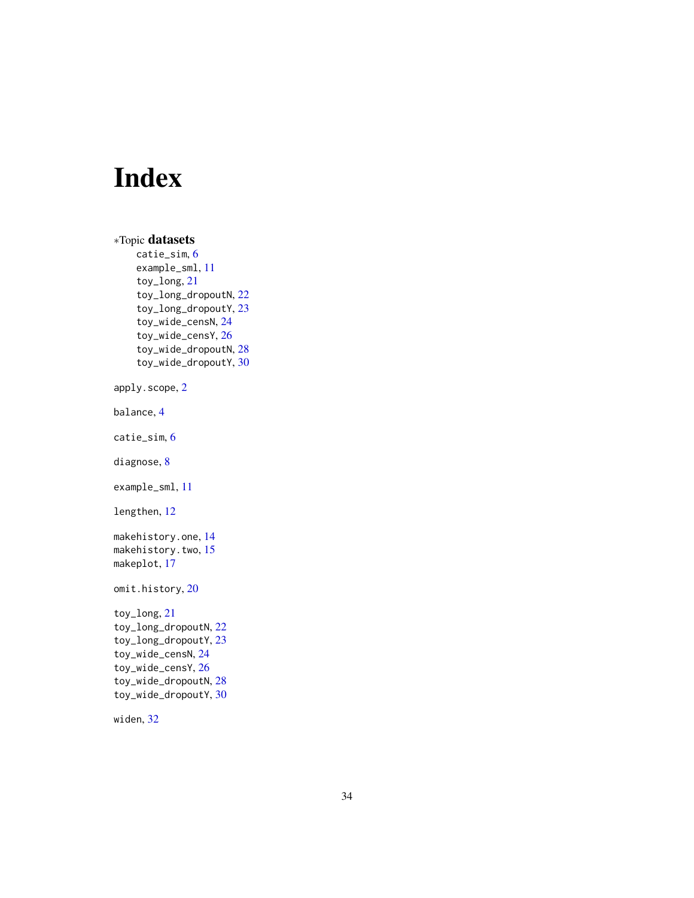# Index

∗Topic **datasets**

catie_sim, 6
example_sml, 11
toy_long, 21
toy_long_dropoutN, 22
toy_long_dropoutY, 23
toy_wide_censN, 24
toy_wide_censY, 26
toy_wide_dropoutN, 28
toy_wide_dropoutY, 30

apply.scope, 2

balance, 4

catie_sim, 6

diagnose, 8

example_sml, 11

lengthen, 12

makehistory.one, 14
makehistory.two, 15
makeplot, 17

omit.history, 20

toy_long, 21
toy_long_dropoutN, 22
toy_long_dropoutY, 23
toy_wide_censN, 24
toy_wide_censY, 26
toy_wide_dropoutN, 28
toy_wide_dropoutY, 30

widen, 32